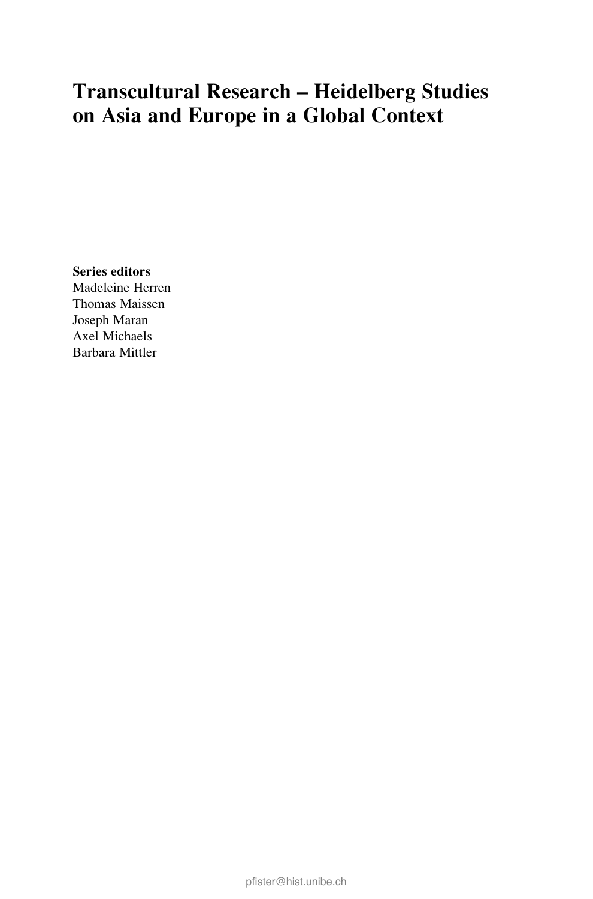# Transcultural Research – Heidelberg Studies on Asia and Europe in a Global Context

**Series editors**
Madeleine Herren
Thomas Maissen
Joseph Maran
Axel Michaels
Barbara Mittler

pfister@hist.unibe.ch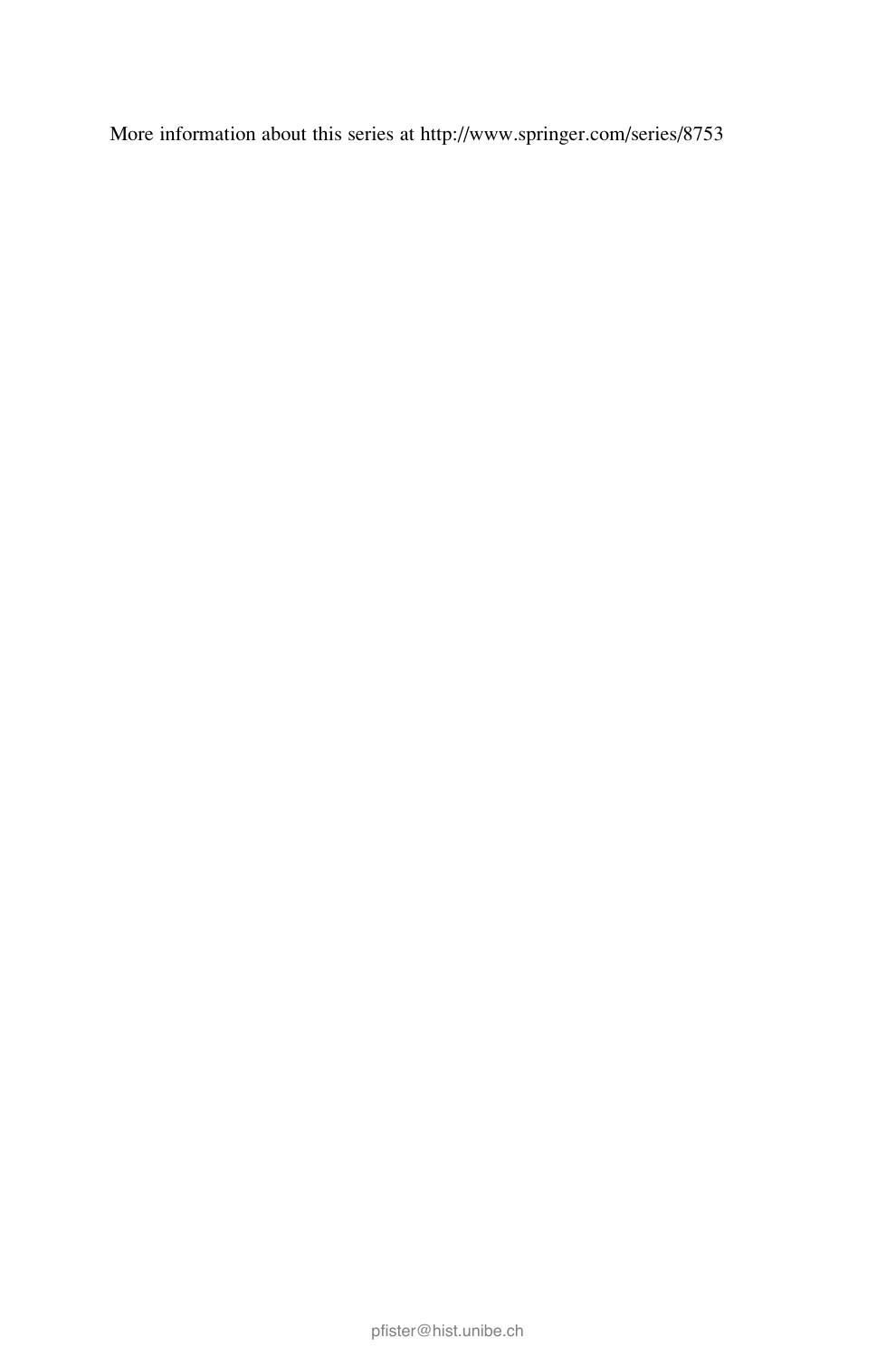More information about this series at http://www.springer.com/series/8753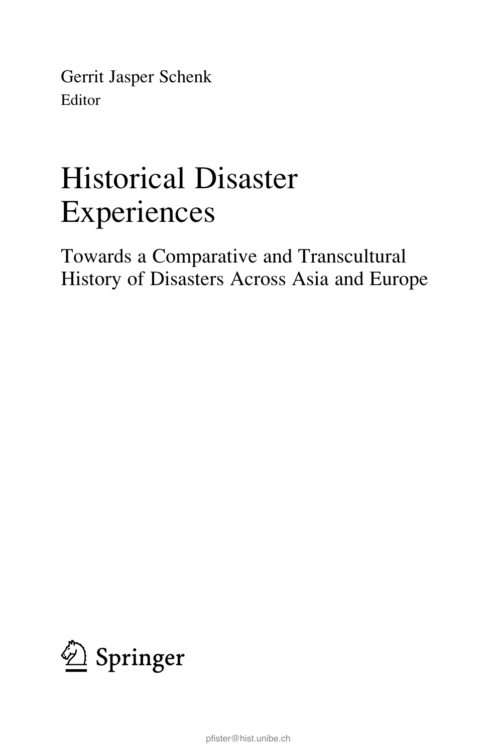Gerrit Jasper Schenk
Editor

# Historical Disaster Experiences

## Towards a Comparative and Transcultural History of Disasters Across Asia and Europe

Springer

pfister@hist.unibe.ch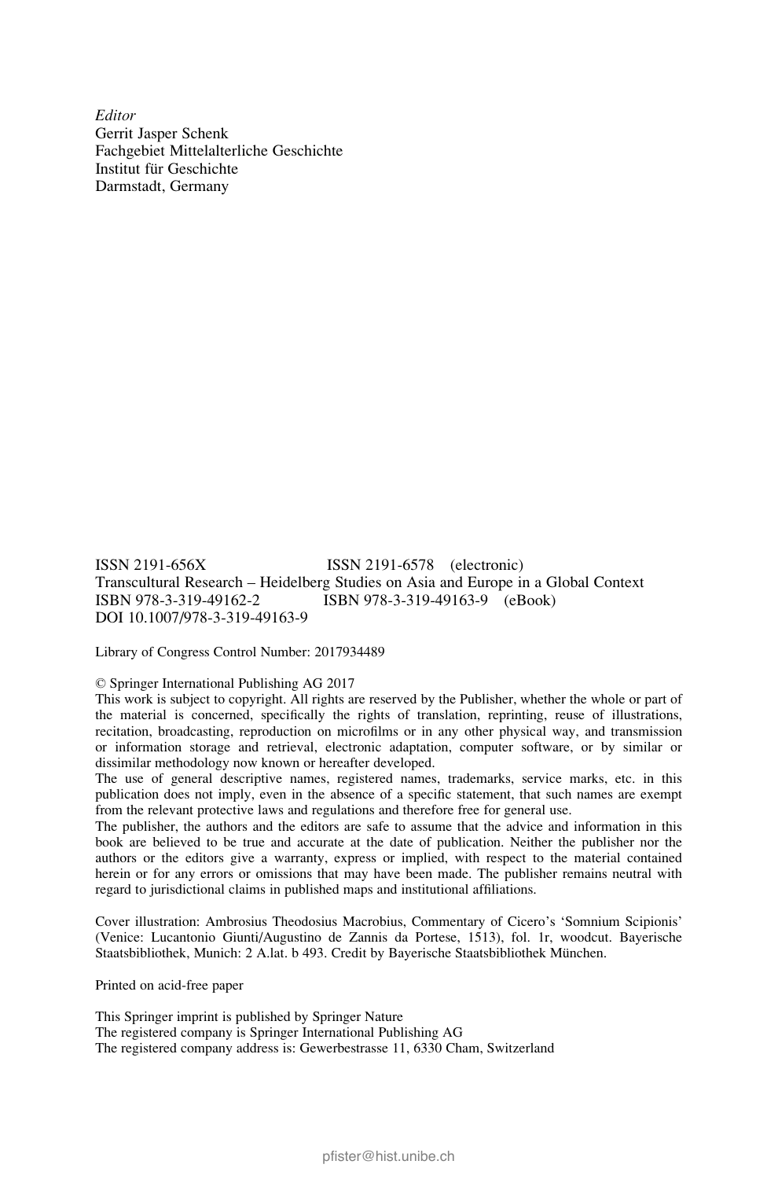*Editor*
Gerrit Jasper Schenk
Fachgebiet Mittelalterliche Geschichte
Institut für Geschichte
Darmstadt, Germany

ISSN 2191-656X ISSN 2191-6578 (electronic)
Transcultural Research – Heidelberg Studies on Asia and Europe in a Global Context
ISBN 978-3-319-49162-2 ISBN 978-3-319-49163-9 (eBook)
DOI 10.1007/978-3-319-49163-9

Library of Congress Control Number: 2017934489

© Springer International Publishing AG 2017
This work is subject to copyright. All rights are reserved by the Publisher, whether the whole or part of the material is concerned, specifically the rights of translation, reprinting, reuse of illustrations, recitation, broadcasting, reproduction on microfilms or in any other physical way, and transmission or information storage and retrieval, electronic adaptation, computer software, or by similar or dissimilar methodology now known or hereafter developed.
The use of general descriptive names, registered names, trademarks, service marks, etc. in this publication does not imply, even in the absence of a specific statement, that such names are exempt from the relevant protective laws and regulations and therefore free for general use.
The publisher, the authors and the editors are safe to assume that the advice and information in this book are believed to be true and accurate at the date of publication. Neither the publisher nor the authors or the editors give a warranty, express or implied, with respect to the material contained herein or for any errors or omissions that may have been made. The publisher remains neutral with regard to jurisdictional claims in published maps and institutional affiliations.

Cover illustration: Ambrosius Theodosius Macrobius, Commentary of Cicero's 'Somnium Scipionis' (Venice: Lucantonio Giunti/Augustino de Zannis da Portese, 1513), fol. 1r, woodcut. Bayerische Staatsbibliothek, Munich: 2 A.lat. b 493. Credit by Bayerische Staatsbibliothek München.

Printed on acid-free paper

This Springer imprint is published by Springer Nature
The registered company is Springer International Publishing AG
The registered company address is: Gewerbestrasse 11, 6330 Cham, Switzerland

pfister@hist.unibe.ch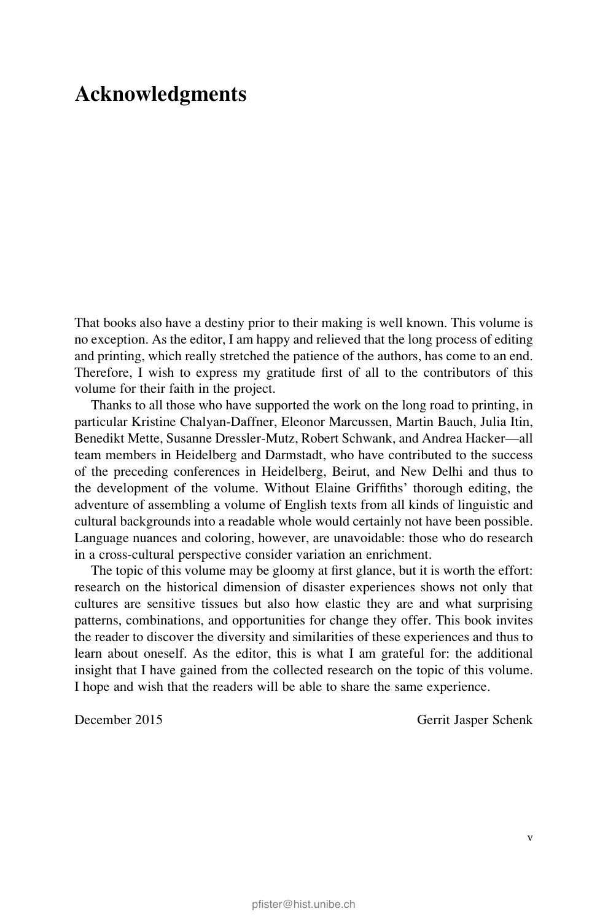# Acknowledgments

That books also have a destiny prior to their making is well known. This volume is no exception. As the editor, I am happy and relieved that the long process of editing and printing, which really stretched the patience of the authors, has come to an end. Therefore, I wish to express my gratitude first of all to the contributors of this volume for their faith in the project.

Thanks to all those who have supported the work on the long road to printing, in particular Kristine Chalyan-Daffner, Eleonor Marcussen, Martin Bauch, Julia Itin, Benedikt Mette, Susanne Dressler-Mutz, Robert Schwank, and Andrea Hacker—all team members in Heidelberg and Darmstadt, who have contributed to the success of the preceding conferences in Heidelberg, Beirut, and New Delhi and thus to the development of the volume. Without Elaine Griffiths' thorough editing, the adventure of assembling a volume of English texts from all kinds of linguistic and cultural backgrounds into a readable whole would certainly not have been possible. Language nuances and coloring, however, are unavoidable: those who do research in a cross-cultural perspective consider variation an enrichment.

The topic of this volume may be gloomy at first glance, but it is worth the effort: research on the historical dimension of disaster experiences shows not only that cultures are sensitive tissues but also how elastic they are and what surprising patterns, combinations, and opportunities for change they offer. This book invites the reader to discover the diversity and similarities of these experiences and thus to learn about oneself. As the editor, this is what I am grateful for: the additional insight that I have gained from the collected research on the topic of this volume. I hope and wish that the readers will be able to share the same experience.

December 2015 Gerrit Jasper Schenk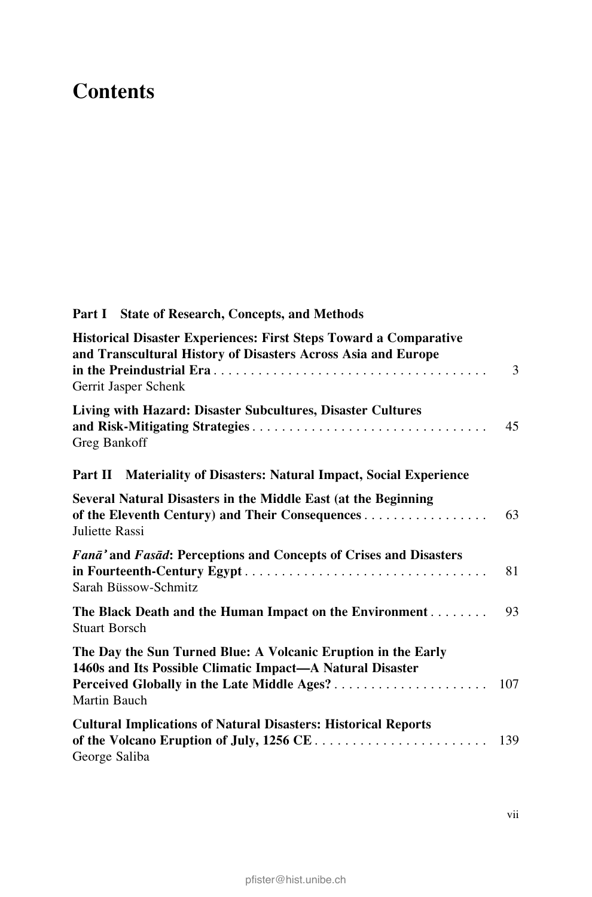# Contents

**Part I State of Research, Concepts, and Methods**

**Historical Disaster Experiences: First Steps Toward a Comparative and Transcultural History of Disasters Across Asia and Europe in the Preindustrial Era** . . . . . 3
Gerrit Jasper Schenk

**Living with Hazard: Disaster Subcultures, Disaster Cultures and Risk-Mitigating Strategies** . . . . . 45
Greg Bankoff

**Part II Materiality of Disasters: Natural Impact, Social Experience**

**Several Natural Disasters in the Middle East (at the Beginning of the Eleventh Century) and Their Consequences** . . . . . 63
Juliette Rassi

***Fanā'* and *Fasād*: Perceptions and Concepts of Crises and Disasters in Fourteenth-Century Egypt** . . . . . 81
Sarah Büssow-Schmitz

**The Black Death and the Human Impact on the Environment** . . . . . 93
Stuart Borsch

**The Day the Sun Turned Blue: A Volcanic Eruption in the Early 1460s and Its Possible Climatic Impact—A Natural Disaster Perceived Globally in the Late Middle Ages?** . . . . . 107
Martin Bauch

**Cultural Implications of Natural Disasters: Historical Reports of the Volcano Eruption of July, 1256 CE** . . . . . 139
George Saliba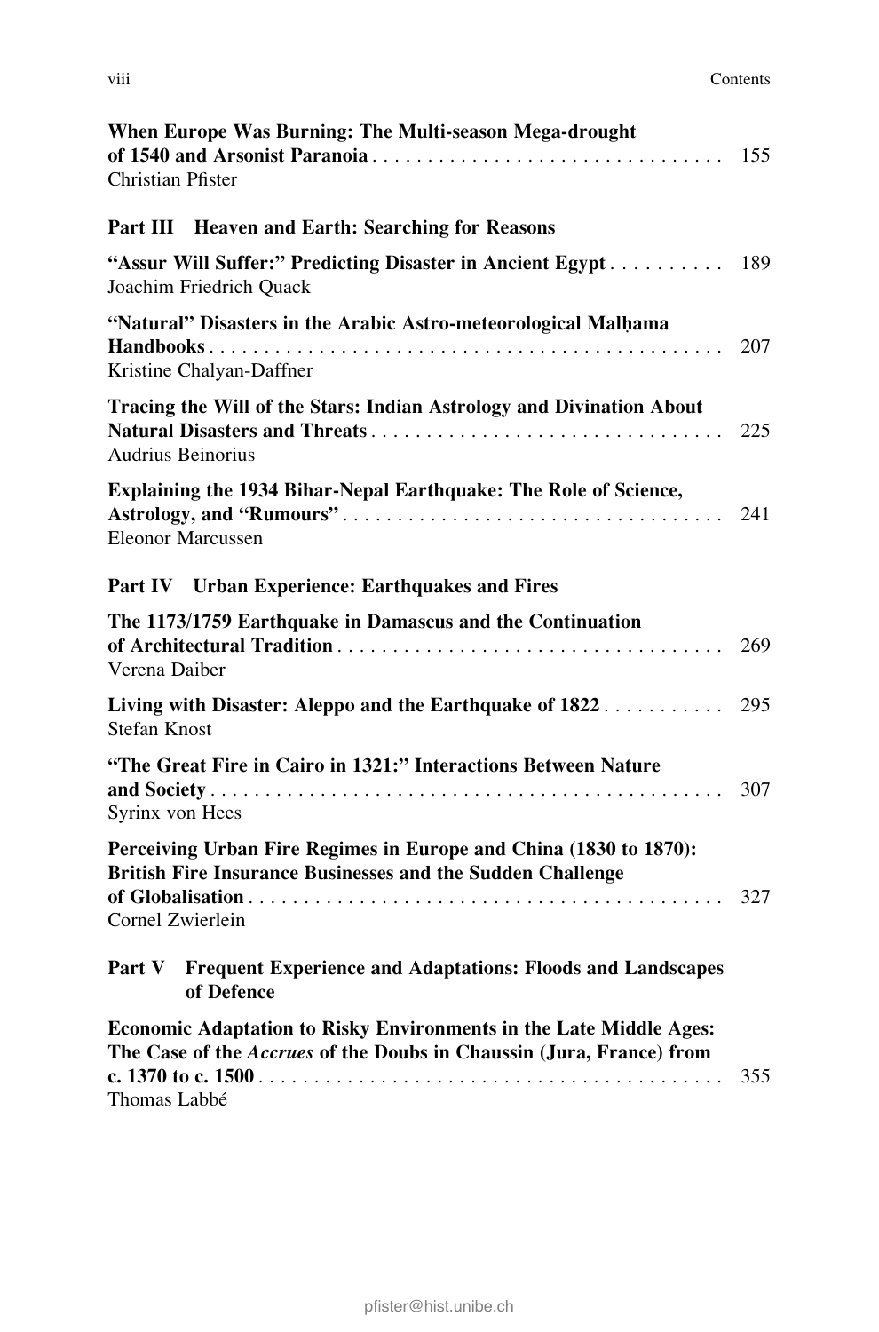**When Europe Was Burning: The Multi-season Mega-drought of 1540 and Arsonist Paranoia** . . . . . . . . . . . . . . . . . . . . . . . . . . . . . . . . 155
Christian Pfister

## Part III Heaven and Earth: Searching for Reasons

**"Assur Will Suffer:" Predicting Disaster in Ancient Egypt** . . . . . . . . . . 189
Joachim Friedrich Quack

**"Natural" Disasters in the Arabic Astro-meteorological Malḥama Handbooks** . . . . . . . . . . . . . . . . . . . . . . . . . . . . . . . . . . . . . . . . . . . . . . . . 207
Kristine Chalyan-Daffner

**Tracing the Will of the Stars: Indian Astrology and Divination About Natural Disasters and Threats** . . . . . . . . . . . . . . . . . . . . . . . . . . . . . . . . 225
Audrius Beinorius

**Explaining the 1934 Bihar-Nepal Earthquake: The Role of Science, Astrology, and "Rumours"** . . . . . . . . . . . . . . . . . . . . . . . . . . . . . . . . . . . 241
Eleonor Marcussen

## Part IV Urban Experience: Earthquakes and Fires

**The 1173/1759 Earthquake in Damascus and the Continuation of Architectural Tradition** . . . . . . . . . . . . . . . . . . . . . . . . . . . . . . . . . . . 269
Verena Daiber

**Living with Disaster: Aleppo and the Earthquake of 1822** . . . . . . . . . . . 295
Stefan Knost

**"The Great Fire in Cairo in 1321:" Interactions Between Nature and Society** . . . . . . . . . . . . . . . . . . . . . . . . . . . . . . . . . . . . . . . . . . . . . . . 307
Syrinx von Hees

**Perceiving Urban Fire Regimes in Europe and China (1830 to 1870): British Fire Insurance Businesses and the Sudden Challenge of Globalisation** . . . . . . . . . . . . . . . . . . . . . . . . . . . . . . . . . . . . . . . . . . . 327
Cornel Zwierlein

## Part V Frequent Experience and Adaptations: Floods and Landscapes of Defence

**Economic Adaptation to Risky Environments in the Late Middle Ages: The Case of the *Accrues* of the Doubs in Chaussin (Jura, France) from c. 1370 to c. 1500** . . . . . . . . . . . . . . . . . . . . . . . . . . . . . . . . . . . . . . . . . . . 355
Thomas Labbé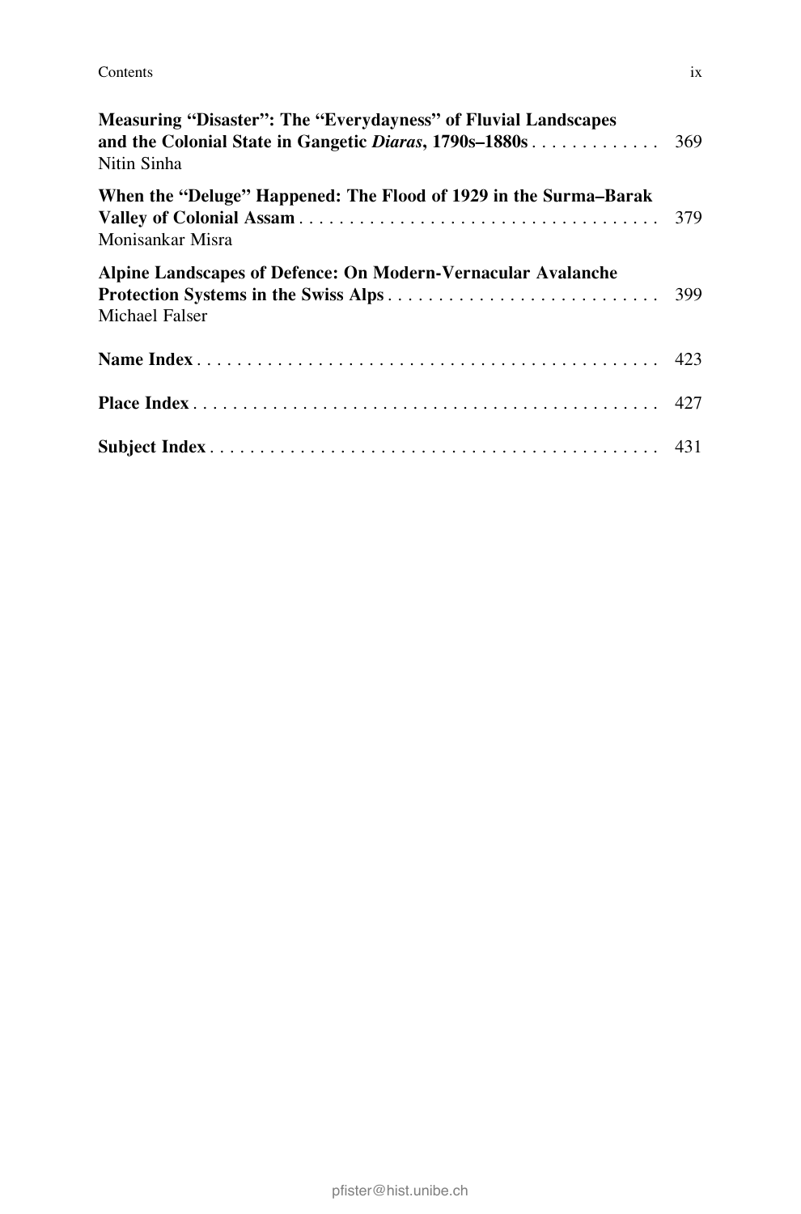**Measuring "Disaster": The "Everydayness" of Fluvial Landscapes and the Colonial State in Gangetic *Diaras*, 1790s–1880s** . . . . . . . . . . . . . 369
Nitin Sinha

**When the "Deluge" Happened: The Flood of 1929 in the Surma–Barak Valley of Colonial Assam** . . . . . . . . . . . . . . . . . . . . . . . . . . . . . . . . . . . . 379
Monisankar Misra

**Alpine Landscapes of Defence: On Modern-Vernacular Avalanche Protection Systems in the Swiss Alps** . . . . . . . . . . . . . . . . . . . . . . . . . . . 399
Michael Falser

**Name Index** . . . . . . . . . . . . . . . . . . . . . . . . . . . . . . . . . . . . . . . . . . . . . . . 423

**Place Index** . . . . . . . . . . . . . . . . . . . . . . . . . . . . . . . . . . . . . . . . . . . . . . . 427

**Subject Index** . . . . . . . . . . . . . . . . . . . . . . . . . . . . . . . . . . . . . . . . . . . . . 431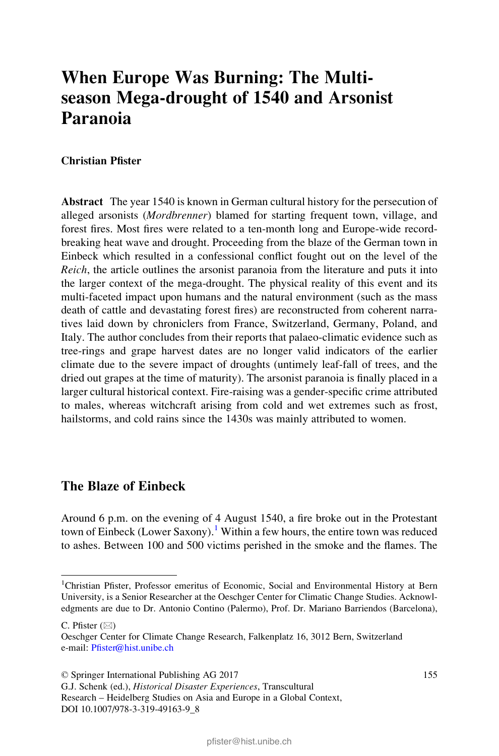# When Europe Was Burning: The Multi-season Mega-drought of 1540 and Arsonist Paranoia

**Christian Pfister**

**Abstract** The year 1540 is known in German cultural history for the persecution of alleged arsonists (*Mordbrenner*) blamed for starting frequent town, village, and forest fires. Most fires were related to a ten-month long and Europe-wide record-breaking heat wave and drought. Proceeding from the blaze of the German town in Einbeck which resulted in a confessional conflict fought out on the level of the *Reich*, the article outlines the arsonist paranoia from the literature and puts it into the larger context of the mega-drought. The physical reality of this event and its multi-faceted impact upon humans and the natural environment (such as the mass death of cattle and devastating forest fires) are reconstructed from coherent narratives laid down by chroniclers from France, Switzerland, Germany, Poland, and Italy. The author concludes from their reports that palaeo-climatic evidence such as tree-rings and grape harvest dates are no longer valid indicators of the earlier climate due to the severe impact of droughts (untimely leaf-fall of trees, and the dried out grapes at the time of maturity). The arsonist paranoia is finally placed in a larger cultural historical context. Fire-raising was a gender-specific crime attributed to males, whereas witchcraft arising from cold and wet extremes such as frost, hailstorms, and cold rains since the 1430s was mainly attributed to women.

## The Blaze of Einbeck

Around 6 p.m. on the evening of 4 August 1540, a fire broke out in the Protestant town of Einbeck (Lower Saxony).[1] Within a few hours, the entire town was reduced to ashes. Between 100 and 500 victims perished in the smoke and the flames. The

---

[1] Christian Pfister, Professor emeritus of Economic, Social and Environmental History at Bern University, is a Senior Researcher at the Oeschger Center for Climatic Change Studies. Acknowledgments are due to Dr. Antonio Contino (Palermo), Prof. Dr. Mariano Barriendos (Barcelona),

C. Pfister (✉)
Oeschger Center for Climate Change Research, Falkenplatz 16, 3012 Bern, Switzerland
e-mail: Pfister@hist.unibe.ch

© Springer International Publishing AG 2017
G.J. Schenk (ed.), *Historical Disaster Experiences*, Transcultural Research – Heidelberg Studies on Asia and Europe in a Global Context, DOI 10.1007/978-3-319-49163-9_8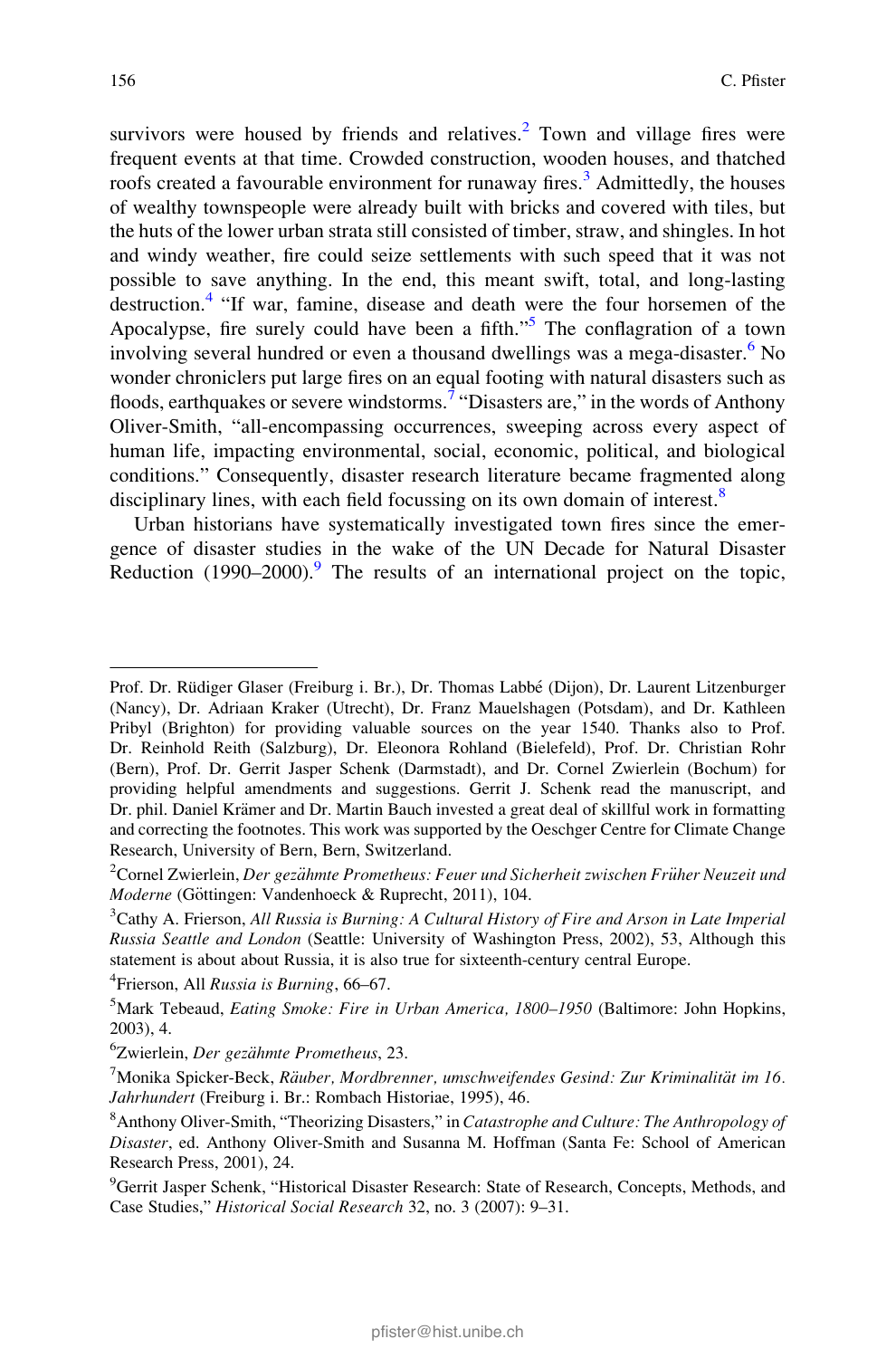survivors were housed by friends and relatives.[2] Town and village fires were frequent events at that time. Crowded construction, wooden houses, and thatched roofs created a favourable environment for runaway fires.[3] Admittedly, the houses of wealthy townspeople were already built with bricks and covered with tiles, but the huts of the lower urban strata still consisted of timber, straw, and shingles. In hot and windy weather, fire could seize settlements with such speed that it was not possible to save anything. In the end, this meant swift, total, and long-lasting destruction.[4] "If war, famine, disease and death were the four horsemen of the Apocalypse, fire surely could have been a fifth."[5] The conflagration of a town involving several hundred or even a thousand dwellings was a mega-disaster.[6] No wonder chroniclers put large fires on an equal footing with natural disasters such as floods, earthquakes or severe windstorms.[7] "Disasters are," in the words of Anthony Oliver-Smith, "all-encompassing occurrences, sweeping across every aspect of human life, impacting environmental, social, economic, political, and biological conditions." Consequently, disaster research literature became fragmented along disciplinary lines, with each field focussing on its own domain of interest.[8]

Urban historians have systematically investigated town fires since the emergence of disaster studies in the wake of the UN Decade for Natural Disaster Reduction (1990–2000).[9] The results of an international project on the topic,

---

Prof. Dr. Rüdiger Glaser (Freiburg i. Br.), Dr. Thomas Labbé (Dijon), Dr. Laurent Litzenburger (Nancy), Dr. Adriaan Kraker (Utrecht), Dr. Franz Mauelshagen (Potsdam), and Dr. Kathleen Pribyl (Brighton) for providing valuable sources on the year 1540. Thanks also to Prof. Dr. Reinhold Reith (Salzburg), Dr. Eleonora Rohland (Bielefeld), Prof. Dr. Christian Rohr (Bern), Prof. Dr. Gerrit Jasper Schenk (Darmstadt), and Dr. Cornel Zwierlein (Bochum) for providing helpful amendments and suggestions. Gerrit J. Schenk read the manuscript, and Dr. phil. Daniel Krämer and Dr. Martin Bauch invested a great deal of skillful work in formatting and correcting the footnotes. This work was supported by the Oeschger Centre for Climate Change Research, University of Bern, Bern, Switzerland.

[2] Cornel Zwierlein, *Der gezähmte Prometheus: Feuer und Sicherheit zwischen Früher Neuzeit und Moderne* (Göttingen: Vandenhoeck & Ruprecht, 2011), 104.

[3] Cathy A. Frierson, *All Russia is Burning: A Cultural History of Fire and Arson in Late Imperial Russia Seattle and London* (Seattle: University of Washington Press, 2002), 53, Although this statement is about about Russia, it is also true for sixteenth-century central Europe.

[4] Frierson, All *Russia is Burning*, 66–67.

[5] Mark Tebeaud, *Eating Smoke: Fire in Urban America, 1800–1950* (Baltimore: John Hopkins, 2003), 4.

[6] Zwierlein, *Der gezähmte Prometheus*, 23.

[7] Monika Spicker-Beck, *Räuber, Mordbrenner, umschweifendes Gesind: Zur Kriminalität im 16. Jahrhundert* (Freiburg i. Br.: Rombach Historiae, 1995), 46.

[8] Anthony Oliver-Smith, "Theorizing Disasters," in *Catastrophe and Culture: The Anthropology of Disaster*, ed. Anthony Oliver-Smith and Susanna M. Hoffman (Santa Fe: School of American Research Press, 2001), 24.

[9] Gerrit Jasper Schenk, "Historical Disaster Research: State of Research, Concepts, Methods, and Case Studies," *Historical Social Research* 32, no. 3 (2007): 9–31.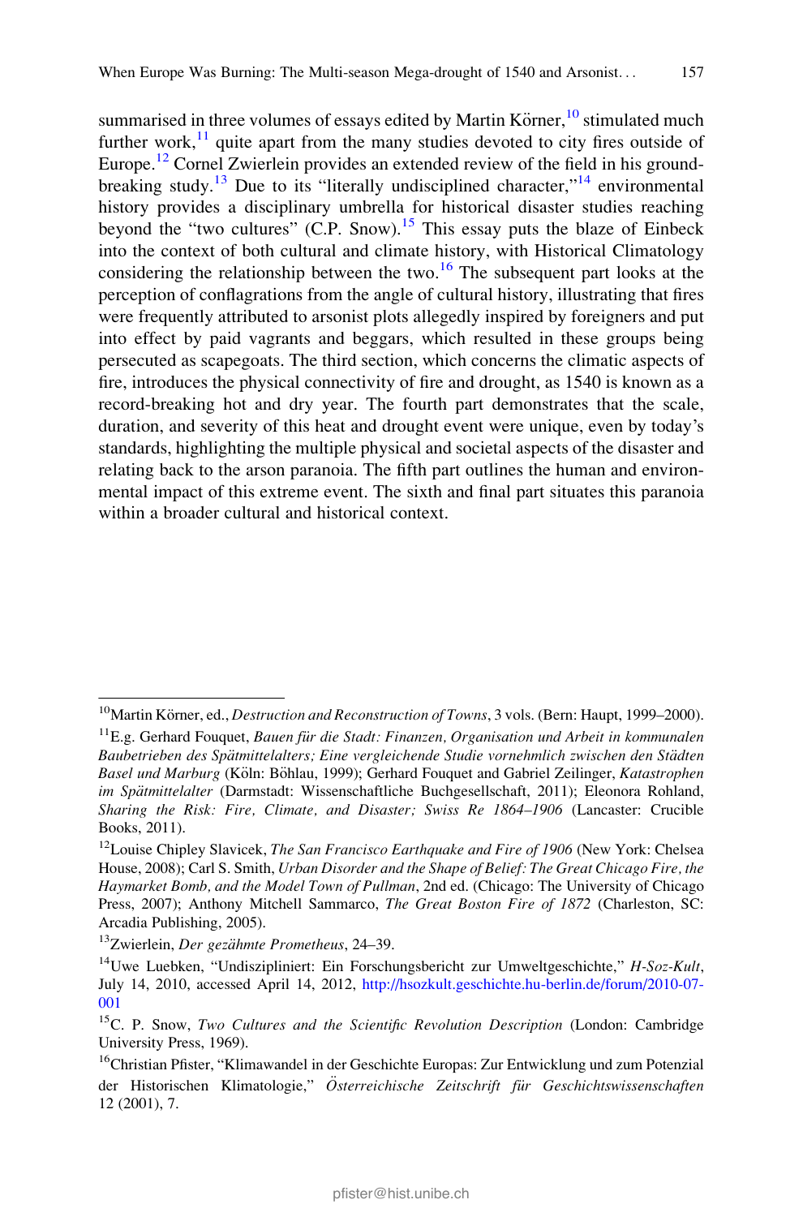summarised in three volumes of essays edited by Martin Körner,[10] stimulated much further work,[11] quite apart from the many studies devoted to city fires outside of Europe.[12] Cornel Zwierlein provides an extended review of the field in his groundbreaking study.[13] Due to its "literally undisciplined character,"[14] environmental history provides a disciplinary umbrella for historical disaster studies reaching beyond the "two cultures" (C.P. Snow).[15] This essay puts the blaze of Einbeck into the context of both cultural and climate history, with Historical Climatology considering the relationship between the two.[16] The subsequent part looks at the perception of conflagrations from the angle of cultural history, illustrating that fires were frequently attributed to arsonist plots allegedly inspired by foreigners and put into effect by paid vagrants and beggars, which resulted in these groups being persecuted as scapegoats. The third section, which concerns the climatic aspects of fire, introduces the physical connectivity of fire and drought, as 1540 is known as a record-breaking hot and dry year. The fourth part demonstrates that the scale, duration, and severity of this heat and drought event were unique, even by today's standards, highlighting the multiple physical and societal aspects of the disaster and relating back to the arson paranoia. The fifth part outlines the human and environmental impact of this extreme event. The sixth and final part situates this paranoia within a broader cultural and historical context.

---

[10] Martin Körner, ed., *Destruction and Reconstruction of Towns*, 3 vols. (Bern: Haupt, 1999–2000).

[11] E.g. Gerhard Fouquet, *Bauen für die Stadt: Finanzen, Organisation und Arbeit in kommunalen Baubetrieben des Spätmittelalters; Eine vergleichende Studie vornehmlich zwischen den Städten Basel und Marburg* (Köln: Böhlau, 1999); Gerhard Fouquet and Gabriel Zeilinger, *Katastrophen im Spätmittelalter* (Darmstadt: Wissenschaftliche Buchgesellschaft, 2011); Eleonora Rohland, *Sharing the Risk: Fire, Climate, and Disaster; Swiss Re 1864–1906* (Lancaster: Crucible Books, 2011).

[12] Louise Chipley Slavicek, *The San Francisco Earthquake and Fire of 1906* (New York: Chelsea House, 2008); Carl S. Smith, *Urban Disorder and the Shape of Belief: The Great Chicago Fire, the Haymarket Bomb, and the Model Town of Pullman*, 2nd ed. (Chicago: The University of Chicago Press, 2007); Anthony Mitchell Sammarco, *The Great Boston Fire of 1872* (Charleston, SC: Arcadia Publishing, 2005).

[13] Zwierlein, *Der gezähmte Prometheus*, 24–39.

[14] Uwe Luebken, "Undiszipliniert: Ein Forschungsbericht zur Umweltgeschichte," *H-Soz-Kult*, July 14, 2010, accessed April 14, 2012, http://hsozkult.geschichte.hu-berlin.de/forum/2010-07-001

[15] C. P. Snow, *Two Cultures and the Scientific Revolution Description* (London: Cambridge University Press, 1969).

[16] Christian Pfister, "Klimawandel in der Geschichte Europas: Zur Entwicklung und zum Potenzial der Historischen Klimatologie," *Österreichische Zeitschrift für Geschichtswissenschaften* 12 (2001), 7.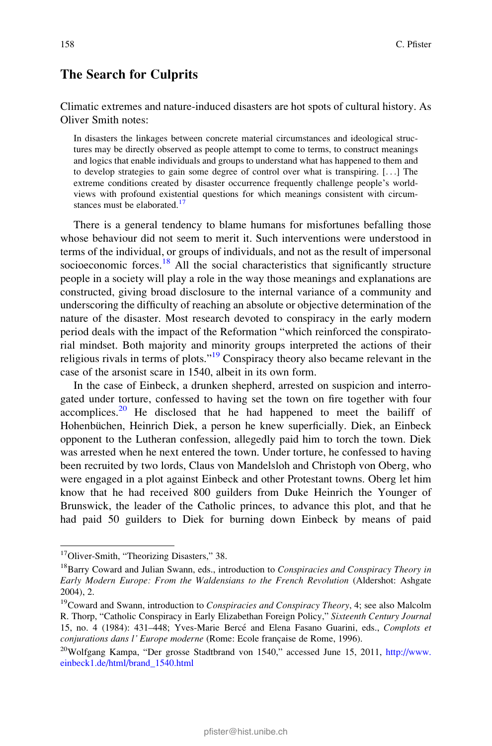## The Search for Culprits

Climatic extremes and nature-induced disasters are hot spots of cultural history. As Oliver Smith notes:

> In disasters the linkages between concrete material circumstances and ideological structures may be directly observed as people attempt to come to terms, to construct meanings and logics that enable individuals and groups to understand what has happened to them and to develop strategies to gain some degree of control over what is transpiring. [. . .] The extreme conditions created by disaster occurrence frequently challenge people's worldviews with profound existential questions for which meanings consistent with circumstances must be elaborated.[17]

There is a general tendency to blame humans for misfortunes befalling those whose behaviour did not seem to merit it. Such interventions were understood in terms of the individual, or groups of individuals, and not as the result of impersonal socioeconomic forces.[18] All the social characteristics that significantly structure people in a society will play a role in the way those meanings and explanations are constructed, giving broad disclosure to the internal variance of a community and underscoring the difficulty of reaching an absolute or objective determination of the nature of the disaster. Most research devoted to conspiracy in the early modern period deals with the impact of the Reformation "which reinforced the conspiratorial mindset. Both majority and minority groups interpreted the actions of their religious rivals in terms of plots."[19] Conspiracy theory also became relevant in the case of the arsonist scare in 1540, albeit in its own form.

In the case of Einbeck, a drunken shepherd, arrested on suspicion and interrogated under torture, confessed to having set the town on fire together with four accomplices.[20] He disclosed that he had happened to meet the bailiff of Hohenbüchen, Heinrich Diek, a person he knew superficially. Diek, an Einbeck opponent to the Lutheran confession, allegedly paid him to torch the town. Diek was arrested when he next entered the town. Under torture, he confessed to having been recruited by two lords, Claus von Mandelsloh and Christoph von Oberg, who were engaged in a plot against Einbeck and other Protestant towns. Oberg let him know that he had received 800 guilders from Duke Heinrich the Younger of Brunswick, the leader of the Catholic princes, to advance this plot, and that he had paid 50 guilders to Diek for burning down Einbeck by means of paid

---

[17] Oliver-Smith, "Theorizing Disasters," 38.

[18] Barry Coward and Julian Swann, eds., introduction to *Conspiracies and Conspiracy Theory in Early Modern Europe: From the Waldensians to the French Revolution* (Aldershot: Ashgate 2004), 2.

[19] Coward and Swann, introduction to *Conspiracies and Conspiracy Theory*, 4; see also Malcolm R. Thorp, "Catholic Conspiracy in Early Elizabethan Foreign Policy," *Sixteenth Century Journal* 15, no. 4 (1984): 431–448; Yves-Marie Bercé and Elena Fasano Guarini, eds., *Complots et conjurations dans l' Europe moderne* (Rome: Ecole française de Rome, 1996).

[20] Wolfgang Kampa, "Der grosse Stadtbrand von 1540," accessed June 15, 2011, http://www.einbeck1.de/html/brand_1540.html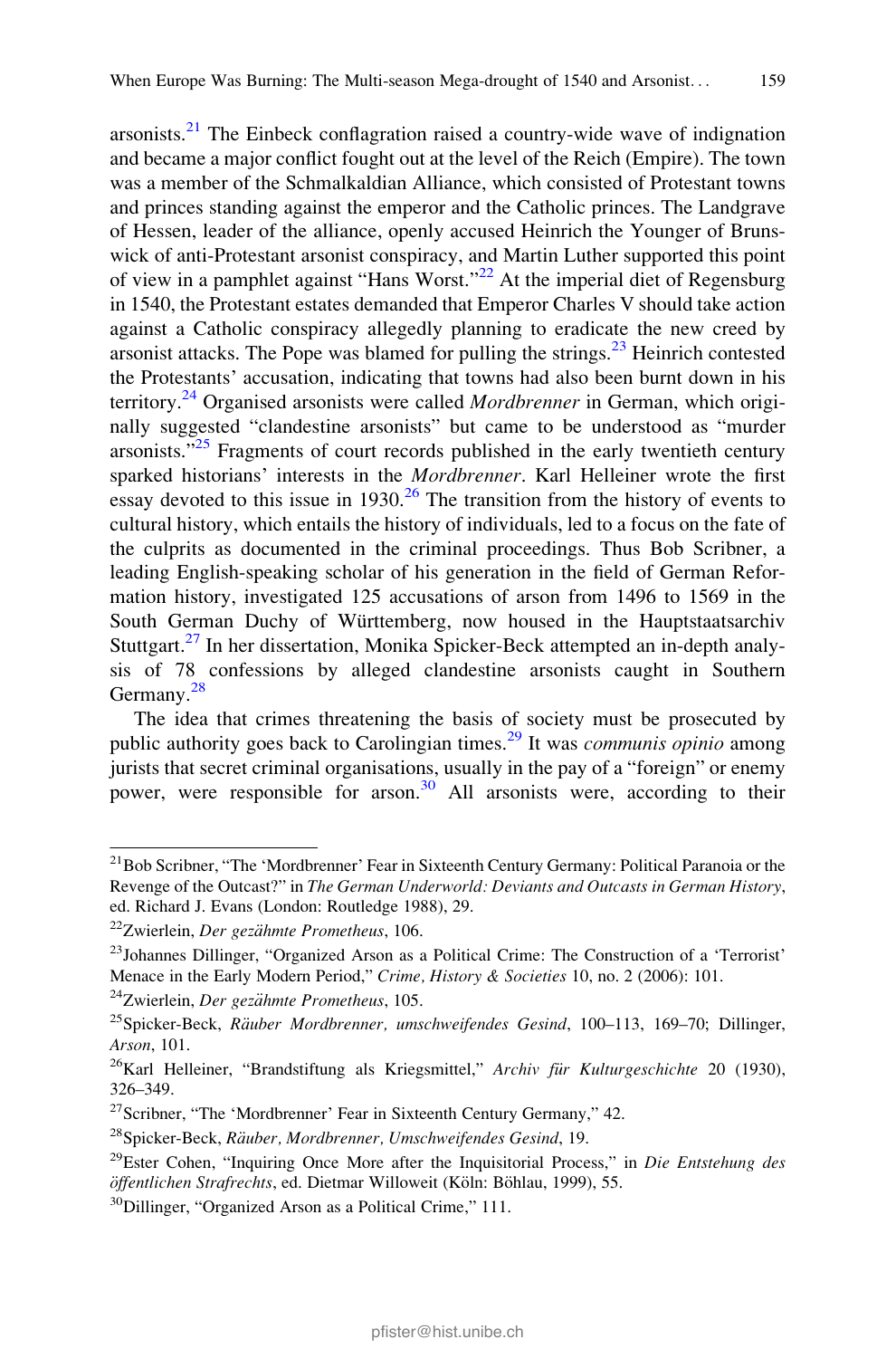arsonists.[21] The Einbeck conflagration raised a country-wide wave of indignation and became a major conflict fought out at the level of the Reich (Empire). The town was a member of the Schmalkaldian Alliance, which consisted of Protestant towns and princes standing against the emperor and the Catholic princes. The Landgrave of Hessen, leader of the alliance, openly accused Heinrich the Younger of Brunswick of anti-Protestant arsonist conspiracy, and Martin Luther supported this point of view in a pamphlet against "Hans Worst."[22] At the imperial diet of Regensburg in 1540, the Protestant estates demanded that Emperor Charles V should take action against a Catholic conspiracy allegedly planning to eradicate the new creed by arsonist attacks. The Pope was blamed for pulling the strings.[23] Heinrich contested the Protestants' accusation, indicating that towns had also been burnt down in his territory.[24] Organised arsonists were called *Mordbrenner* in German, which originally suggested "clandestine arsonists" but came to be understood as "murder arsonists."[25] Fragments of court records published in the early twentieth century sparked historians' interests in the *Mordbrenner*. Karl Helleiner wrote the first essay devoted to this issue in 1930.[26] The transition from the history of events to cultural history, which entails the history of individuals, led to a focus on the fate of the culprits as documented in the criminal proceedings. Thus Bob Scribner, a leading English-speaking scholar of his generation in the field of German Reformation history, investigated 125 accusations of arson from 1496 to 1569 in the South German Duchy of Württemberg, now housed in the Hauptstaatsarchiv Stuttgart.[27] In her dissertation, Monika Spicker-Beck attempted an in-depth analysis of 78 confessions by alleged clandestine arsonists caught in Southern Germany.[28]

The idea that crimes threatening the basis of society must be prosecuted by public authority goes back to Carolingian times.[29] It was *communis opinio* among jurists that secret criminal organisations, usually in the pay of a "foreign" or enemy power, were responsible for arson.[30] All arsonists were, according to their

---

[21] Bob Scribner, "The 'Mordbrenner' Fear in Sixteenth Century Germany: Political Paranoia or the Revenge of the Outcast?" in *The German Underworld: Deviants and Outcasts in German History*, ed. Richard J. Evans (London: Routledge 1988), 29.

[22] Zwierlein, *Der gezähmte Prometheus*, 106.

[23] Johannes Dillinger, "Organized Arson as a Political Crime: The Construction of a 'Terrorist' Menace in the Early Modern Period," *Crime, History & Societies* 10, no. 2 (2006): 101.

[24] Zwierlein, *Der gezähmte Prometheus*, 105.

[25] Spicker-Beck, *Räuber Mordbrenner, umschweifendes Gesind*, 100–113, 169–70; Dillinger, *Arson*, 101.

[26] Karl Helleiner, "Brandstiftung als Kriegsmittel," *Archiv für Kulturgeschichte* 20 (1930), 326–349.

[27] Scribner, "The 'Mordbrenner' Fear in Sixteenth Century Germany," 42.

[28] Spicker-Beck, *Räuber, Mordbrenner, Umschweifendes Gesind*, 19.

[29] Ester Cohen, "Inquiring Once More after the Inquisitorial Process," in *Die Entstehung des öffentlichen Strafrechts*, ed. Dietmar Willoweit (Köln: Böhlau, 1999), 55.

[30] Dillinger, "Organized Arson as a Political Crime," 111.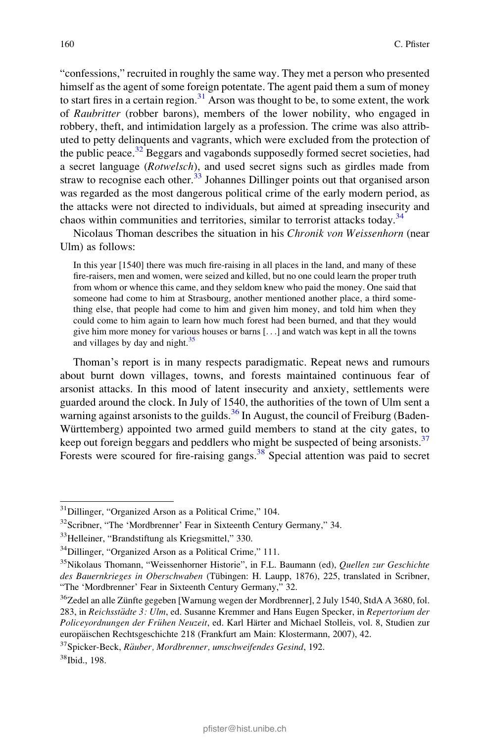"confessions," recruited in roughly the same way. They met a person who presented himself as the agent of some foreign potentate. The agent paid them a sum of money to start fires in a certain region.[31] Arson was thought to be, to some extent, the work of *Raubritter* (robber barons), members of the lower nobility, who engaged in robbery, theft, and intimidation largely as a profession. The crime was also attributed to petty delinquents and vagrants, which were excluded from the protection of the public peace.[32] Beggars and vagabonds supposedly formed secret societies, had a secret language (*Rotwelsch*), and used secret signs such as girdles made from straw to recognise each other.[33] Johannes Dillinger points out that organised arson was regarded as the most dangerous political crime of the early modern period, as the attacks were not directed to individuals, but aimed at spreading insecurity and chaos within communities and territories, similar to terrorist attacks today.[34]

Nicolaus Thoman describes the situation in his *Chronik von Weissenhorn* (near Ulm) as follows:

> In this year [1540] there was much fire-raising in all places in the land, and many of these fire-raisers, men and women, were seized and killed, but no one could learn the proper truth from whom or whence this came, and they seldom knew who paid the money. One said that someone had come to him at Strasbourg, another mentioned another place, a third something else, that people had come to him and given him money, and told him when they could come to him again to learn how much forest had been burned, and that they would give him more money for various houses or barns [. . .] and watch was kept in all the towns and villages by day and night.[35]

Thoman's report is in many respects paradigmatic. Repeat news and rumours about burnt down villages, towns, and forests maintained continuous fear of arsonist attacks. In this mood of latent insecurity and anxiety, settlements were guarded around the clock. In July of 1540, the authorities of the town of Ulm sent a warning against arsonists to the guilds.[36] In August, the council of Freiburg (Baden-Württemberg) appointed two armed guild members to stand at the city gates, to keep out foreign beggars and peddlers who might be suspected of being arsonists.[37] Forests were scoured for fire-raising gangs.[38] Special attention was paid to secret

---

[31] Dillinger, "Organized Arson as a Political Crime," 104.

[32] Scribner, "The 'Mordbrenner' Fear in Sixteenth Century Germany," 34.

[33] Helleiner, "Brandstiftung als Kriegsmittel," 330.

[34] Dillinger, "Organized Arson as a Political Crime," 111.

[35] Nikolaus Thomann, "Weissenhorner Historie", in F.L. Baumann (ed), *Quellen zur Geschichte des Bauernkrieges in Oberschwaben* (Tübingen: H. Laupp, 1876), 225, translated in Scribner, "The 'Mordbrenner' Fear in Sixteenth Century Germany," 32.

[36] Zedel an alle Zünfte gegeben [Warnung wegen der Mordbrenner], 2 July 1540, StdA A 3680, fol. 283, in *Reichsstädte 3: Ulm*, ed. Susanne Kremmer and Hans Eugen Specker, in *Repertorium der Policeyordnungen der Frühen Neuzeit*, ed. Karl Härter and Michael Stolleis, vol. 8, Studien zur europäischen Rechtsgeschichte 218 (Frankfurt am Main: Klostermann, 2007), 42.

[37] Spicker-Beck, *Räuber, Mordbrenner, umschweifendes Gesind*, 192.

[38] Ibid., 198.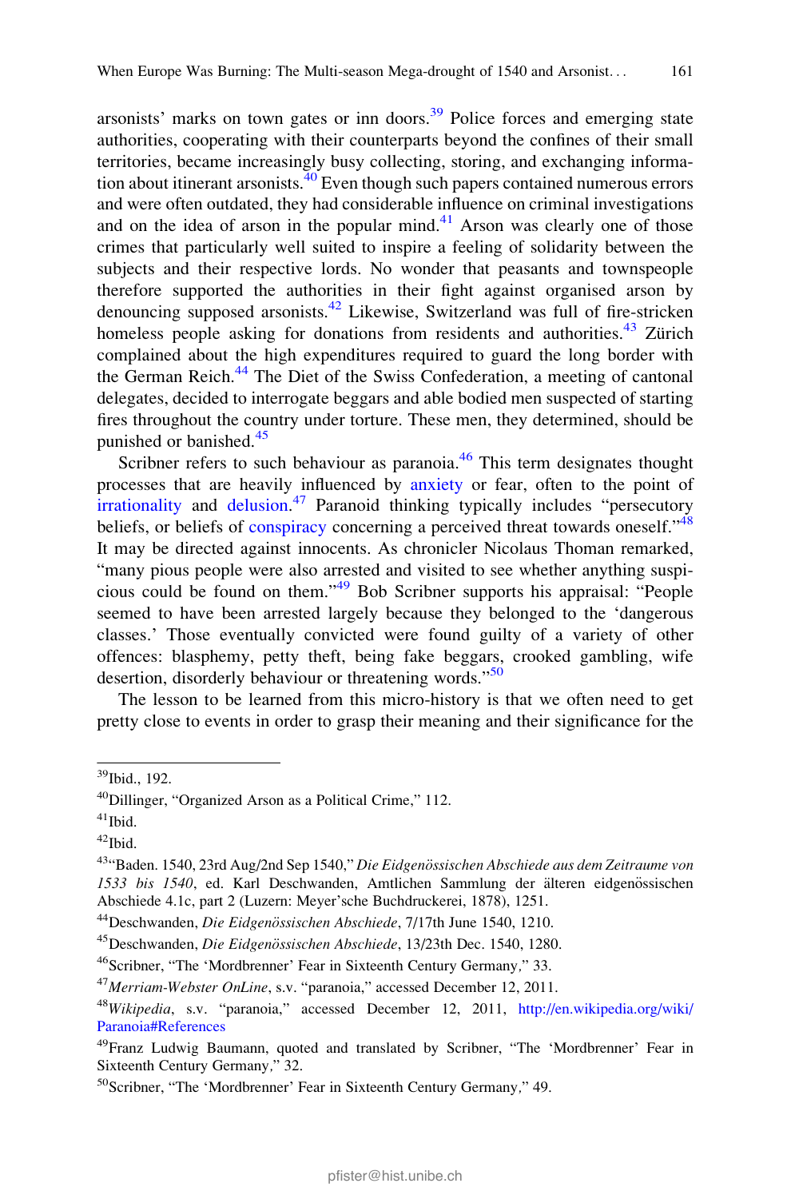arsonists' marks on town gates or inn doors.[39] Police forces and emerging state authorities, cooperating with their counterparts beyond the confines of their small territories, became increasingly busy collecting, storing, and exchanging information about itinerant arsonists.[40] Even though such papers contained numerous errors and were often outdated, they had considerable influence on criminal investigations and on the idea of arson in the popular mind.[41] Arson was clearly one of those crimes that particularly well suited to inspire a feeling of solidarity between the subjects and their respective lords. No wonder that peasants and townspeople therefore supported the authorities in their fight against organised arson by denouncing supposed arsonists.[42] Likewise, Switzerland was full of fire-stricken homeless people asking for donations from residents and authorities.[43] Zürich complained about the high expenditures required to guard the long border with the German Reich.[44] The Diet of the Swiss Confederation, a meeting of cantonal delegates, decided to interrogate beggars and able bodied men suspected of starting fires throughout the country under torture. These men, they determined, should be punished or banished.[45]

Scribner refers to such behaviour as paranoia.[46] This term designates thought processes that are heavily influenced by anxiety or fear, often to the point of irrationality and delusion.[47] Paranoid thinking typically includes "persecutory beliefs, or beliefs of conspiracy concerning a perceived threat towards oneself."[48] It may be directed against innocents. As chronicler Nicolaus Thoman remarked, "many pious people were also arrested and visited to see whether anything suspicious could be found on them."[49] Bob Scribner supports his appraisal: "People seemed to have been arrested largely because they belonged to the 'dangerous classes.' Those eventually convicted were found guilty of a variety of other offences: blasphemy, petty theft, being fake beggars, crooked gambling, wife desertion, disorderly behaviour or threatening words."[50]

The lesson to be learned from this micro-history is that we often need to get pretty close to events in order to grasp their meaning and their significance for the

---

[39] Ibid., 192.

[40] Dillinger, "Organized Arson as a Political Crime," 112.

[41] Ibid.

[42] Ibid.

[43] "Baden. 1540, 23rd Aug/2nd Sep 1540," *Die Eidgenössischen Abschiede aus dem Zeitraume von 1533 bis 1540*, ed. Karl Deschwanden, Amtlichen Sammlung der älteren eidgenössischen Abschiede 4.1c, part 2 (Luzern: Meyer'sche Buchdruckerei, 1878), 1251.

[44] Deschwanden, *Die Eidgenössischen Abschiede*, 7/17th June 1540, 1210.

[45] Deschwanden, *Die Eidgenössischen Abschiede*, 13/23th Dec. 1540, 1280.

[46] Scribner, "The 'Mordbrenner' Fear in Sixteenth Century Germany," 33.

[47] *Merriam-Webster OnLine*, s.v. "paranoia," accessed December 12, 2011.

[48] *Wikipedia*, s.v. "paranoia," accessed December 12, 2011, http://en.wikipedia.org/wiki/Paranoia#References

[49] Franz Ludwig Baumann, quoted and translated by Scribner, "The 'Mordbrenner' Fear in Sixteenth Century Germany," 32.

[50] Scribner, "The 'Mordbrenner' Fear in Sixteenth Century Germany," 49.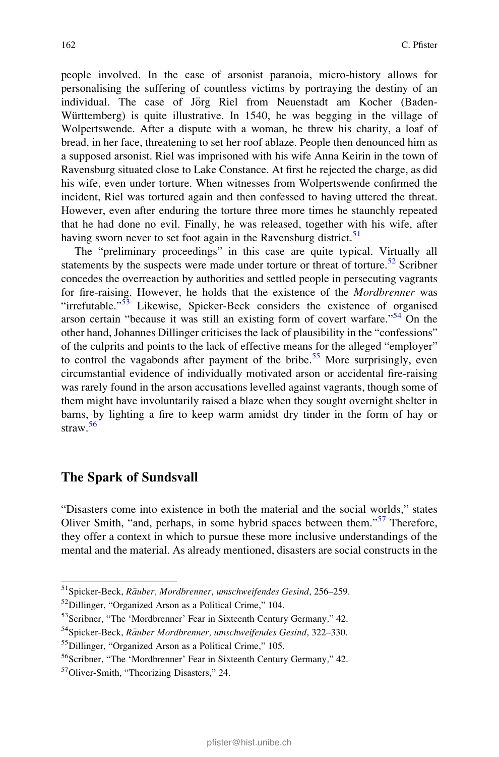people involved. In the case of arsonist paranoia, micro-history allows for personalising the suffering of countless victims by portraying the destiny of an individual. The case of Jörg Riel from Neuenstadt am Kocher (Baden-Württemberg) is quite illustrative. In 1540, he was begging in the village of Wolpertswende. After a dispute with a woman, he threw his charity, a loaf of bread, in her face, threatening to set her roof ablaze. People then denounced him as a supposed arsonist. Riel was imprisoned with his wife Anna Keirin in the town of Ravensburg situated close to Lake Constance. At first he rejected the charge, as did his wife, even under torture. When witnesses from Wolpertswende confirmed the incident, Riel was tortured again and then confessed to having uttered the threat. However, even after enduring the torture three more times he staunchly repeated that he had done no evil. Finally, he was released, together with his wife, after having sworn never to set foot again in the Ravensburg district.[51]

The "preliminary proceedings" in this case are quite typical. Virtually all statements by the suspects were made under torture or threat of torture.[52] Scribner concedes the overreaction by authorities and settled people in persecuting vagrants for fire-raising. However, he holds that the existence of the *Mordbrenner* was "irrefutable."[53] Likewise, Spicker-Beck considers the existence of organised arson certain "because it was still an existing form of covert warfare."[54] On the other hand, Johannes Dillinger criticises the lack of plausibility in the "confessions" of the culprits and points to the lack of effective means for the alleged "employer" to control the vagabonds after payment of the bribe.[55] More surprisingly, even circumstantial evidence of individually motivated arson or accidental fire-raising was rarely found in the arson accusations levelled against vagrants, though some of them might have involuntarily raised a blaze when they sought overnight shelter in barns, by lighting a fire to keep warm amidst dry tinder in the form of hay or straw.[56]

## The Spark of Sundsvall

"Disasters come into existence in both the material and the social worlds," states Oliver Smith, "and, perhaps, in some hybrid spaces between them."[57] Therefore, they offer a context in which to pursue these more inclusive understandings of the mental and the material. As already mentioned, disasters are social constructs in the

---

[51] Spicker-Beck, *Räuber, Mordbrenner, umschweifendes Gesind*, 256–259.

[52] Dillinger, "Organized Arson as a Political Crime," 104.

[53] Scribner, "The 'Mordbrenner' Fear in Sixteenth Century Germany," 42.

[54] Spicker-Beck, *Räuber Mordbrenner, umschweifendes Gesind*, 322–330.

[55] Dillinger, "Organized Arson as a Political Crime," 105.

[56] Scribner, "The 'Mordbrenner' Fear in Sixteenth Century Germany," 42.

[57] Oliver-Smith, "Theorizing Disasters," 24.

pfister@hist.unibe.ch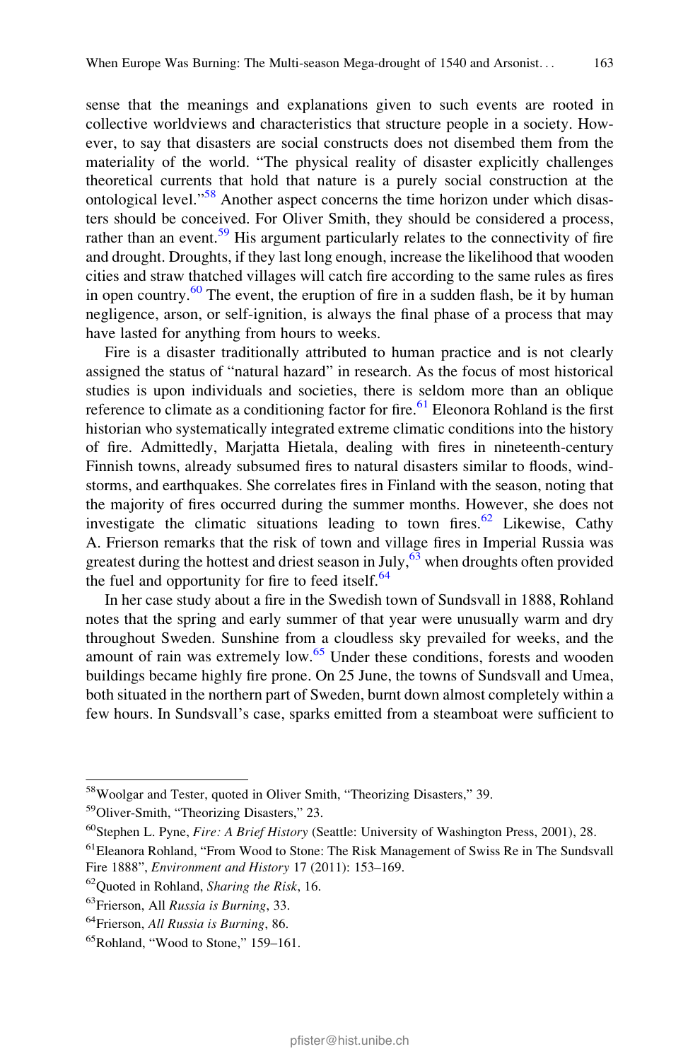sense that the meanings and explanations given to such events are rooted in collective worldviews and characteristics that structure people in a society. However, to say that disasters are social constructs does not disembed them from the materiality of the world. "The physical reality of disaster explicitly challenges theoretical currents that hold that nature is a purely social construction at the ontological level."[58] Another aspect concerns the time horizon under which disasters should be conceived. For Oliver Smith, they should be considered a process, rather than an event.[59] His argument particularly relates to the connectivity of fire and drought. Droughts, if they last long enough, increase the likelihood that wooden cities and straw thatched villages will catch fire according to the same rules as fires in open country.[60] The event, the eruption of fire in a sudden flash, be it by human negligence, arson, or self-ignition, is always the final phase of a process that may have lasted for anything from hours to weeks.

Fire is a disaster traditionally attributed to human practice and is not clearly assigned the status of "natural hazard" in research. As the focus of most historical studies is upon individuals and societies, there is seldom more than an oblique reference to climate as a conditioning factor for fire.[61] Eleonora Rohland is the first historian who systematically integrated extreme climatic conditions into the history of fire. Admittedly, Marjatta Hietala, dealing with fires in nineteenth-century Finnish towns, already subsumed fires to natural disasters similar to floods, windstorms, and earthquakes. She correlates fires in Finland with the season, noting that the majority of fires occurred during the summer months. However, she does not investigate the climatic situations leading to town fires.[62] Likewise, Cathy A. Frierson remarks that the risk of town and village fires in Imperial Russia was greatest during the hottest and driest season in July,[63] when droughts often provided the fuel and opportunity for fire to feed itself.[64]

In her case study about a fire in the Swedish town of Sundsvall in 1888, Rohland notes that the spring and early summer of that year were unusually warm and dry throughout Sweden. Sunshine from a cloudless sky prevailed for weeks, and the amount of rain was extremely low.[65] Under these conditions, forests and wooden buildings became highly fire prone. On 25 June, the towns of Sundsvall and Umea, both situated in the northern part of Sweden, burnt down almost completely within a few hours. In Sundsvall's case, sparks emitted from a steamboat were sufficient to

---

[58] Woolgar and Tester, quoted in Oliver Smith, "Theorizing Disasters," 39.

[59] Oliver-Smith, "Theorizing Disasters," 23.

[60] Stephen L. Pyne, *Fire: A Brief History* (Seattle: University of Washington Press, 2001), 28.

[61] Eleonora Rohland, "From Wood to Stone: The Risk Management of Swiss Re in The Sundsvall Fire 1888", *Environment and History* 17 (2011): 153–169.

[62] Quoted in Rohland, *Sharing the Risk*, 16.

[63] Frierson, All *Russia is Burning*, 33.

[64] Frierson, *All Russia is Burning*, 86.

[65] Rohland, "Wood to Stone," 159–161.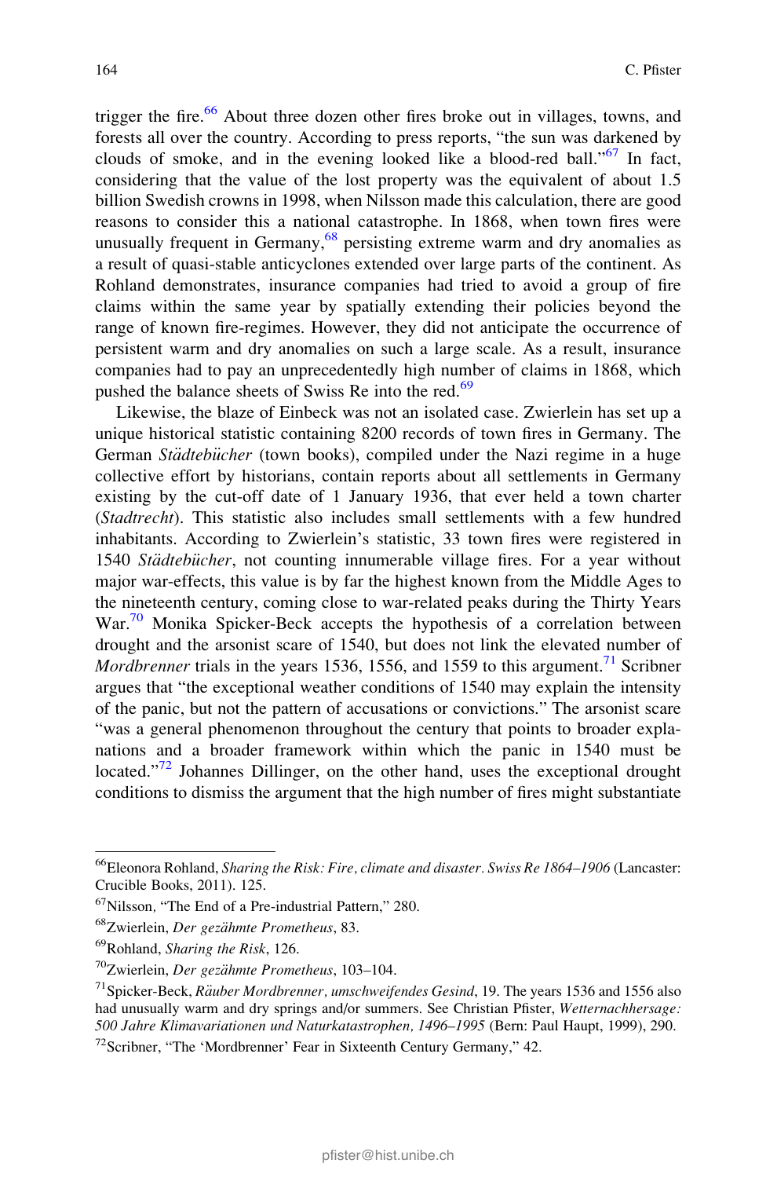trigger the fire.[66] About three dozen other fires broke out in villages, towns, and forests all over the country. According to press reports, "the sun was darkened by clouds of smoke, and in the evening looked like a blood-red ball."[67] In fact, considering that the value of the lost property was the equivalent of about 1.5 billion Swedish crowns in 1998, when Nilsson made this calculation, there are good reasons to consider this a national catastrophe. In 1868, when town fires were unusually frequent in Germany,[68] persisting extreme warm and dry anomalies as a result of quasi-stable anticyclones extended over large parts of the continent. As Rohland demonstrates, insurance companies had tried to avoid a group of fire claims within the same year by spatially extending their policies beyond the range of known fire-regimes. However, they did not anticipate the occurrence of persistent warm and dry anomalies on such a large scale. As a result, insurance companies had to pay an unprecedentedly high number of claims in 1868, which pushed the balance sheets of Swiss Re into the red.[69]

Likewise, the blaze of Einbeck was not an isolated case. Zwierlein has set up a unique historical statistic containing 8200 records of town fires in Germany. The German *Städtebücher* (town books), compiled under the Nazi regime in a huge collective effort by historians, contain reports about all settlements in Germany existing by the cut-off date of 1 January 1936, that ever held a town charter (*Stadtrecht*). This statistic also includes small settlements with a few hundred inhabitants. According to Zwierlein's statistic, 33 town fires were registered in 1540 *Städtebücher*, not counting innumerable village fires. For a year without major war-effects, this value is by far the highest known from the Middle Ages to the nineteenth century, coming close to war-related peaks during the Thirty Years War.[70] Monika Spicker-Beck accepts the hypothesis of a correlation between drought and the arsonist scare of 1540, but does not link the elevated number of *Mordbrenner* trials in the years 1536, 1556, and 1559 to this argument.[71] Scribner argues that "the exceptional weather conditions of 1540 may explain the intensity of the panic, but not the pattern of accusations or convictions." The arsonist scare "was a general phenomenon throughout the century that points to broader explanations and a broader framework within which the panic in 1540 must be located."[72] Johannes Dillinger, on the other hand, uses the exceptional drought conditions to dismiss the argument that the high number of fires might substantiate

---

[66] Eleonora Rohland, *Sharing the Risk: Fire, climate and disaster. Swiss Re 1864–1906* (Lancaster: Crucible Books, 2011). 125.

[67] Nilsson, "The End of a Pre-industrial Pattern," 280.

[68] Zwierlein, *Der gezähmte Prometheus*, 83.

[69] Rohland, *Sharing the Risk*, 126.

[70] Zwierlein, *Der gezähmte Prometheus*, 103–104.

[71] Spicker-Beck, *Räuber Mordbrenner, umschweifendes Gesind*, 19. The years 1536 and 1556 also had unusually warm and dry springs and/or summers. See Christian Pfister, *Wetternachhersage: 500 Jahre Klimavariationen und Naturkatastrophen, 1496–1995* (Bern: Paul Haupt, 1999), 290.

[72] Scribner, "The 'Mordbrenner' Fear in Sixteenth Century Germany," 42.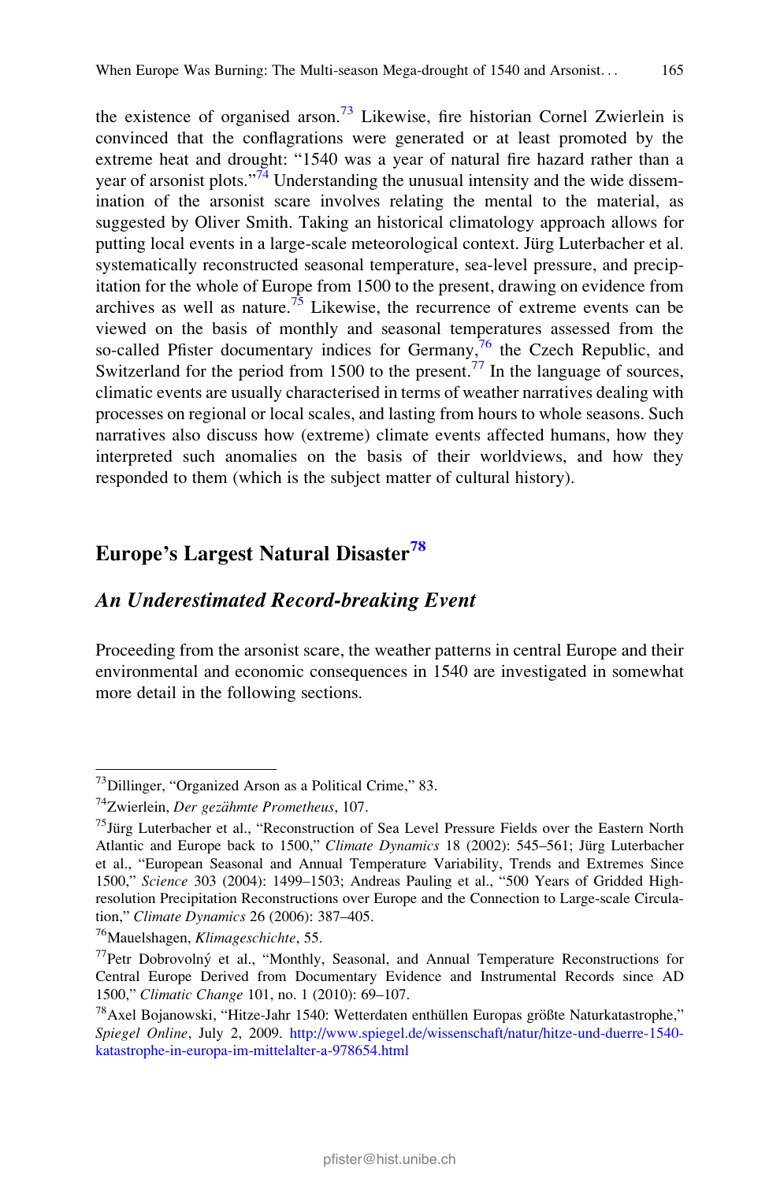the existence of organised arson.[73] Likewise, fire historian Cornel Zwierlein is convinced that the conflagrations were generated or at least promoted by the extreme heat and drought: "1540 was a year of natural fire hazard rather than a year of arsonist plots."[74] Understanding the unusual intensity and the wide dissemination of the arsonist scare involves relating the mental to the material, as suggested by Oliver Smith. Taking an historical climatology approach allows for putting local events in a large-scale meteorological context. Jürg Luterbacher et al. systematically reconstructed seasonal temperature, sea-level pressure, and precipitation for the whole of Europe from 1500 to the present, drawing on evidence from archives as well as nature.[75] Likewise, the recurrence of extreme events can be viewed on the basis of monthly and seasonal temperatures assessed from the so-called Pfister documentary indices for Germany,[76] the Czech Republic, and Switzerland for the period from 1500 to the present.[77] In the language of sources, climatic events are usually characterised in terms of weather narratives dealing with processes on regional or local scales, and lasting from hours to whole seasons. Such narratives also discuss how (extreme) climate events affected humans, how they interpreted such anomalies on the basis of their worldviews, and how they responded to them (which is the subject matter of cultural history).

## Europe's Largest Natural Disaster[78]

### *An Underestimated Record-breaking Event*

Proceeding from the arsonist scare, the weather patterns in central Europe and their environmental and economic consequences in 1540 are investigated in somewhat more detail in the following sections.

---

[73] Dillinger, "Organized Arson as a Political Crime," 83.

[74] Zwierlein, *Der gezähmte Prometheus*, 107.

[75] Jürg Luterbacher et al., "Reconstruction of Sea Level Pressure Fields over the Eastern North Atlantic and Europe back to 1500," *Climate Dynamics* 18 (2002): 545–561; Jürg Luterbacher et al., "European Seasonal and Annual Temperature Variability, Trends and Extremes Since 1500," *Science* 303 (2004): 1499–1503; Andreas Pauling et al., "500 Years of Gridded High-resolution Precipitation Reconstructions over Europe and the Connection to Large-scale Circulation," *Climate Dynamics* 26 (2006): 387–405.

[76] Mauelshagen, *Klimageschichte*, 55.

[77] Petr Dobrovolný et al., "Monthly, Seasonal, and Annual Temperature Reconstructions for Central Europe Derived from Documentary Evidence and Instrumental Records since AD 1500," *Climatic Change* 101, no. 1 (2010): 69–107.

[78] Axel Bojanowski, "Hitze-Jahr 1540: Wetterdaten enthüllen Europas größte Naturkatastrophe," *Spiegel Online*, July 2, 2009. http://www.spiegel.de/wissenschaft/natur/hitze-und-duerre-1540-katastrophe-in-europa-im-mittelalter-a-978654.html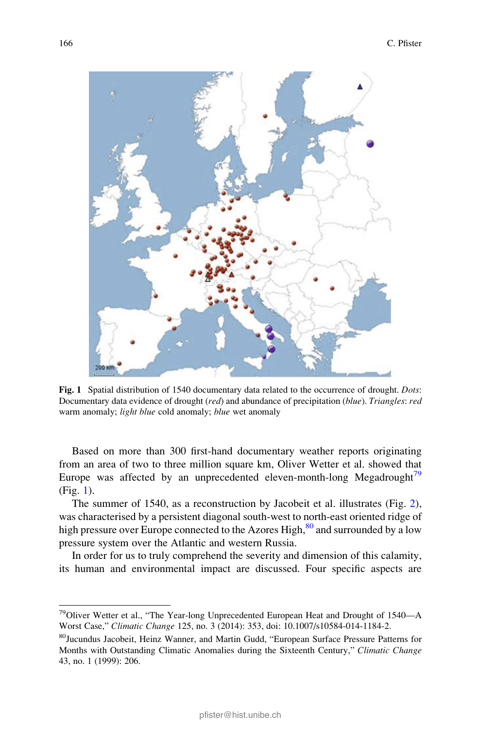**Fig. 1** Spatial distribution of 1540 documentary data related to the occurrence of drought. *Dots*: Documentary data evidence of drought (*red*) and abundance of precipitation (*blue*). *Triangles*: *red* warm anomaly; *light blue* cold anomaly; *blue* wet anomaly

Based on more than 300 first-hand documentary weather reports originating from an area of two to three million square km, Oliver Wetter et al. showed that Europe was affected by an unprecedented eleven-month-long Megadrought[79] (Fig. 1).

The summer of 1540, as a reconstruction by Jacobeit et al. illustrates (Fig. 2), was characterised by a persistent diagonal south-west to north-east oriented ridge of high pressure over Europe connected to the Azores High,[80] and surrounded by a low pressure system over the Atlantic and western Russia.

In order for us to truly comprehend the severity and dimension of this calamity, its human and environmental impact are discussed. Four specific aspects are

---

[79] Oliver Wetter et al., "The Year-long Unprecedented European Heat and Drought of 1540—A Worst Case," *Climatic Change* 125, no. 3 (2014): 353, doi: 10.1007/s10584-014-1184-2.

[80] Jucundus Jacobeit, Heinz Wanner, and Martin Gudd, "European Surface Pressure Patterns for Months with Outstanding Climatic Anomalies during the Sixteenth Century," *Climatic Change* 43, no. 1 (1999): 206.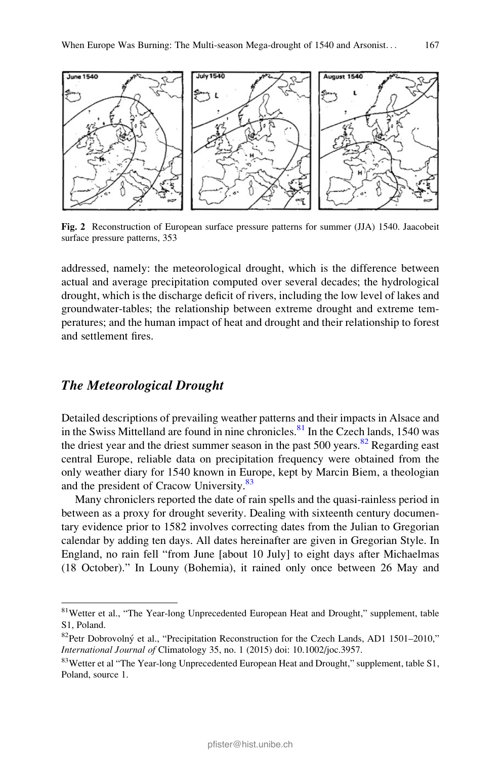**Fig. 2** Reconstruction of European surface pressure patterns for summer (JJA) 1540. Jaacobeit surface pressure patterns, 353

addressed, namely: the meteorological drought, which is the difference between actual and average precipitation computed over several decades; the hydrological drought, which is the discharge deficit of rivers, including the low level of lakes and groundwater-tables; the relationship between extreme drought and extreme temperatures; and the human impact of heat and drought and their relationship to forest and settlement fires.

## *The Meteorological Drought*

Detailed descriptions of prevailing weather patterns and their impacts in Alsace and in the Swiss Mittelland are found in nine chronicles.[81] In the Czech lands, 1540 was the driest year and the driest summer season in the past 500 years.[82] Regarding east central Europe, reliable data on precipitation frequency were obtained from the only weather diary for 1540 known in Europe, kept by Marcin Biem, a theologian and the president of Cracow University.[83]

Many chroniclers reported the date of rain spells and the quasi-rainless period in between as a proxy for drought severity. Dealing with sixteenth century documentary evidence prior to 1582 involves correcting dates from the Julian to Gregorian calendar by adding ten days. All dates hereinafter are given in Gregorian Style. In England, no rain fell "from June [about 10 July] to eight days after Michaelmas (18 October)." In Louny (Bohemia), it rained only once between 26 May and

[81]Wetter et al., "The Year-long Unprecedented European Heat and Drought," supplement, table S1, Poland.

[82]Petr Dobrovolný et al., "Precipitation Reconstruction for the Czech Lands, AD1 1501–2010," *International Journal of* Climatology 35, no. 1 (2015) doi: 10.1002/joc.3957.

[83]Wetter et al "The Year-long Unprecedented European Heat and Drought," supplement, table S1, Poland, source 1.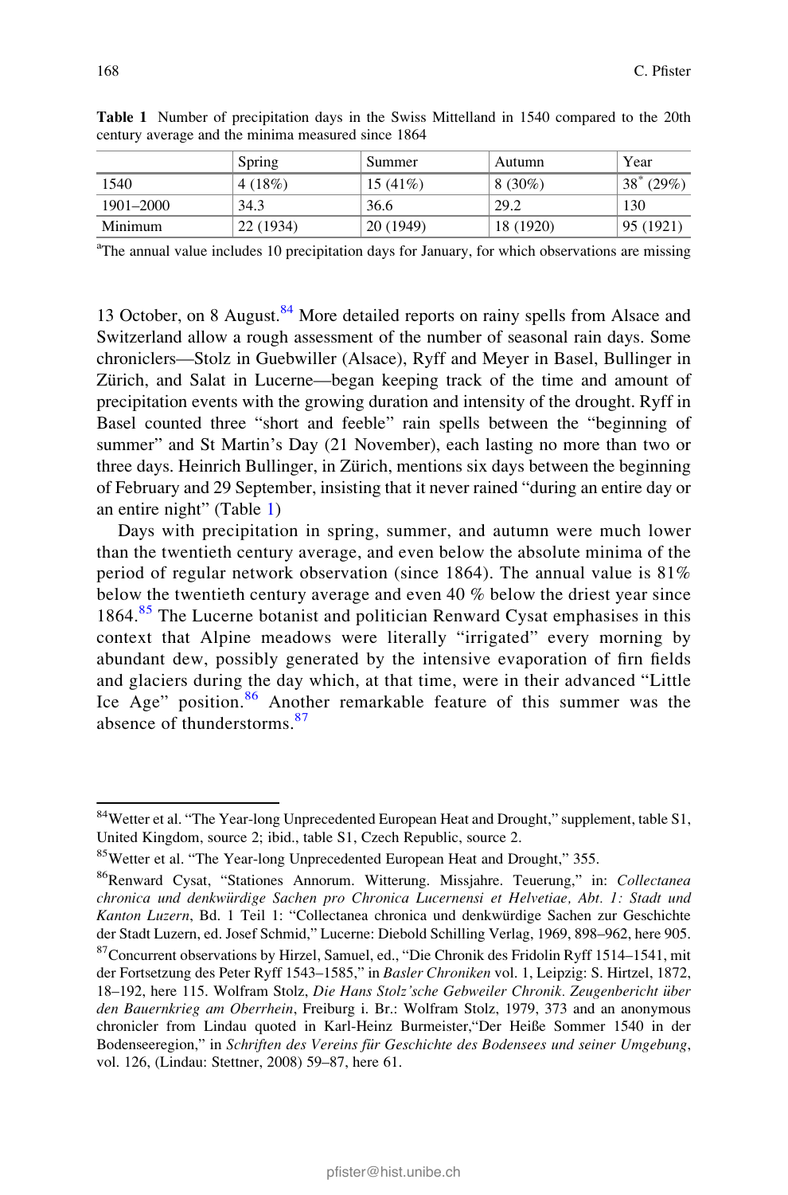**Table 1** Number of precipitation days in the Swiss Mittelland in 1540 compared to the 20th century average and the minima measured since 1864

| | Spring | Summer | Autumn | Year |
|---|---|---|---|---|
| 1540 | 4 (18%) | 15 (41%) | 8 (30%) | 38[*] (29%) |
| 1901–2000 | 34.3 | 36.6 | 29.2 | 130 |
| Minimum | 22 (1934) | 20 (1949) | 18 (1920) | 95 (1921) |

[a]The annual value includes 10 precipitation days for January, for which observations are missing

13 October, on 8 August.[84] More detailed reports on rainy spells from Alsace and Switzerland allow a rough assessment of the number of seasonal rain days. Some chroniclers—Stolz in Guebwiller (Alsace), Ryff and Meyer in Basel, Bullinger in Zürich, and Salat in Lucerne—began keeping track of the time and amount of precipitation events with the growing duration and intensity of the drought. Ryff in Basel counted three "short and feeble" rain spells between the "beginning of summer" and St Martin's Day (21 November), each lasting no more than two or three days. Heinrich Bullinger, in Zürich, mentions six days between the beginning of February and 29 September, insisting that it never rained "during an entire day or an entire night" (Table 1)

Days with precipitation in spring, summer, and autumn were much lower than the twentieth century average, and even below the absolute minima of the period of regular network observation (since 1864). The annual value is 81% below the twentieth century average and even 40 % below the driest year since 1864.[85] The Lucerne botanist and politician Renward Cysat emphasises in this context that Alpine meadows were literally "irrigated" every morning by abundant dew, possibly generated by the intensive evaporation of firn fields and glaciers during the day which, at that time, were in their advanced "Little Ice Age" position.[86] Another remarkable feature of this summer was the absence of thunderstorms.[87]

---

[84]Wetter et al. "The Year-long Unprecedented European Heat and Drought," supplement, table S1, United Kingdom, source 2; ibid., table S1, Czech Republic, source 2.

[85]Wetter et al. "The Year-long Unprecedented European Heat and Drought," 355.

[86]Renward Cysat, "Stationes Annorum. Witterung. Missjahre. Teuerung," in: *Collectanea chronica und denkwürdige Sachen pro Chronica Lucernensi et Helvetiae, Abt. 1: Stadt und Kanton Luzern*, Bd. 1 Teil 1: "Collectanea chronica und denkwürdige Sachen zur Geschichte der Stadt Luzern, ed. Josef Schmid," Lucerne: Diebold Schilling Verlag, 1969, 898–962, here 905.

[87]Concurrent observations by Hirzel, Samuel, ed., "Die Chronik des Fridolin Ryff 1514–1541, mit der Fortsetzung des Peter Ryff 1543–1585," in *Basler Chroniken* vol. 1, Leipzig: S. Hirtzel, 1872, 18–192, here 115. Wolfram Stolz, *Die Hans Stolz'sche Gebweiler Chronik. Zeugenbericht über den Bauernkrieg am Oberrhein*, Freiburg i. Br.: Wolfram Stolz, 1979, 373 and an anonymous chronicler from Lindau quoted in Karl-Heinz Burmeister,"Der Heiße Sommer 1540 in der Bodenseeregion," in *Schriften des Vereins für Geschichte des Bodensees und seiner Umgebung*, vol. 126, (Lindau: Stettner, 2008) 59–87, here 61.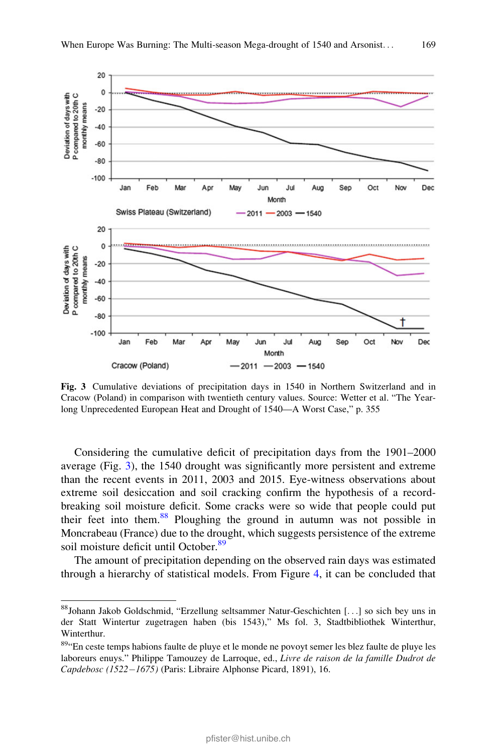Fig. 3 Cumulative deviations of precipitation days in 1540 in Northern Switzerland and in Cracow (Poland) in comparison with twentieth century values. Source: Wetter et al. "The Year-long Unprecedented European Heat and Drought of 1540—A Worst Case," p. 355

Considering the cumulative deficit of precipitation days from the 1901–2000 average (Fig. 3), the 1540 drought was significantly more persistent and extreme than the recent events in 2011, 2003 and 2015. Eye-witness observations about extreme soil desiccation and soil cracking confirm the hypothesis of a record-breaking soil moisture deficit. Some cracks were so wide that people could put their feet into them.[88] Ploughing the ground in autumn was not possible in Moncrabeau (France) due to the drought, which suggests persistence of the extreme soil moisture deficit until October.[89]

The amount of precipitation depending on the observed rain days was estimated through a hierarchy of statistical models. From Figure 4, it can be concluded that

---

[88] Johann Jakob Goldschmid, "Erzellung seltsammer Natur-Geschichten [...] so sich bey uns in der Statt Wintertur zugetragen haben (bis 1543)," Ms fol. 3, Stadtbibliothek Winterthur, Winterthur.

[89] "En ceste temps habions faulte de pluye et le monde ne povoyt semer les blez faulte de pluye les laboreurs enuys." Philippe Tamouzey de Larroque, ed., *Livre de raison de la famille Dudrot de Capdebosc (1522–1675)* (Paris: Libraire Alphonse Picard, 1891), 16.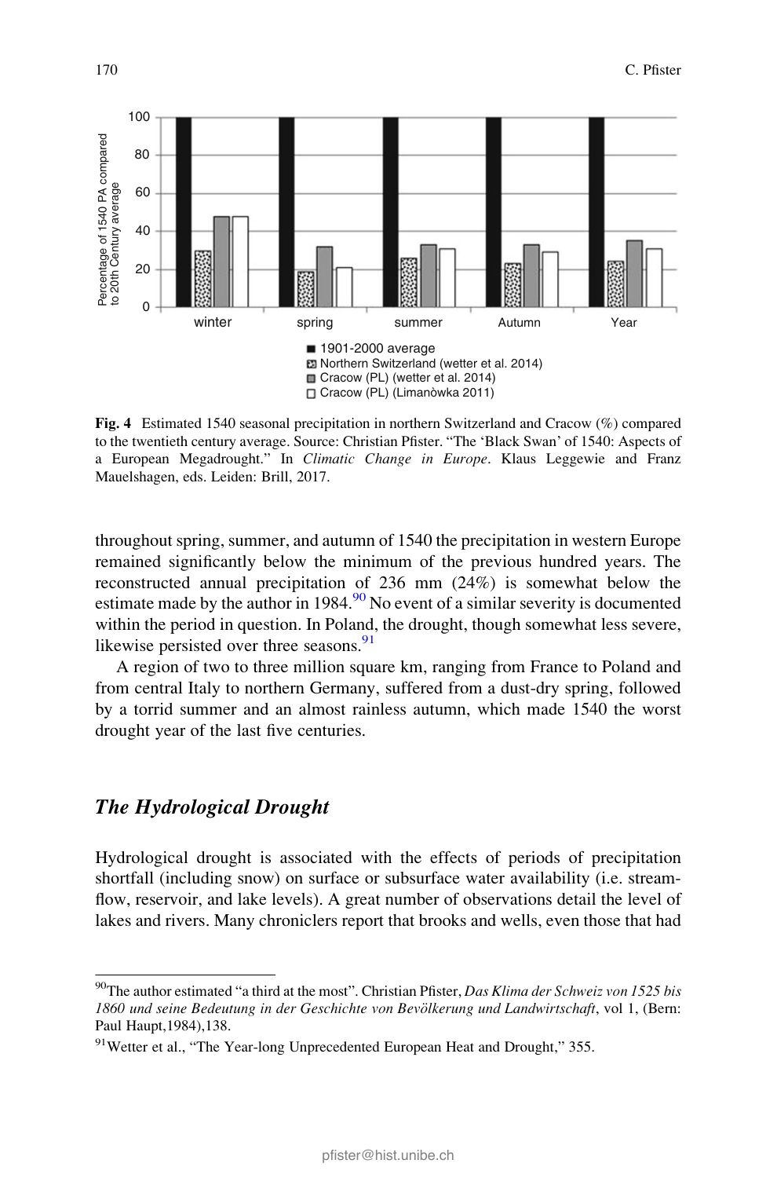**Fig. 4** Estimated 1540 seasonal precipitation in northern Switzerland and Cracow (%) compared to the twentieth century average. Source: Christian Pfister. "The 'Black Swan' of 1540: Aspects of a European Megadrought." In *Climatic Change in Europe*. Klaus Leggewie and Franz Mauelshagen, eds. Leiden: Brill, 2017.

throughout spring, summer, and autumn of 1540 the precipitation in western Europe remained significantly below the minimum of the previous hundred years. The reconstructed annual precipitation of 236 mm (24%) is somewhat below the estimate made by the author in 1984.[90] No event of a similar severity is documented within the period in question. In Poland, the drought, though somewhat less severe, likewise persisted over three seasons.[91]

A region of two to three million square km, ranging from France to Poland and from central Italy to northern Germany, suffered from a dust-dry spring, followed by a torrid summer and an almost rainless autumn, which made 1540 the worst drought year of the last five centuries.

## *The Hydrological Drought*

Hydrological drought is associated with the effects of periods of precipitation shortfall (including snow) on surface or subsurface water availability (i.e. streamflow, reservoir, and lake levels). A great number of observations detail the level of lakes and rivers. Many chroniclers report that brooks and wells, even those that had

[90] The author estimated "a third at the most". Christian Pfister, *Das Klima der Schweiz von 1525 bis 1860 und seine Bedeutung in der Geschichte von Bevölkerung und Landwirtschaft*, vol 1, (Bern: Paul Haupt,1984),138.

[91] Wetter et al., "The Year-long Unprecedented European Heat and Drought," 355.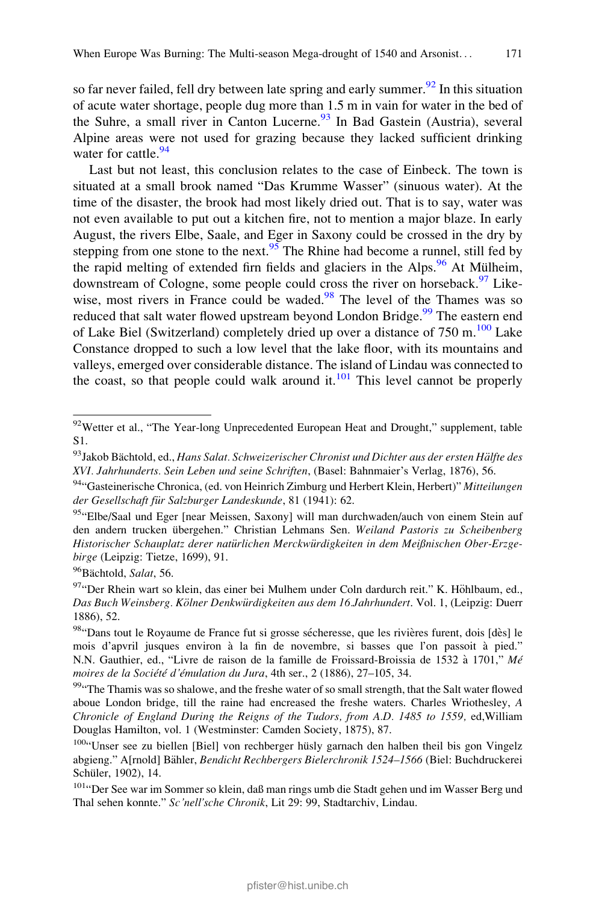so far never failed, fell dry between late spring and early summer.[92] In this situation of acute water shortage, people dug more than 1.5 m in vain for water in the bed of the Suhre, a small river in Canton Lucerne.[93] In Bad Gastein (Austria), several Alpine areas were not used for grazing because they lacked sufficient drinking water for cattle.[94]

Last but not least, this conclusion relates to the case of Einbeck. The town is situated at a small brook named "Das Krumme Wasser" (sinuous water). At the time of the disaster, the brook had most likely dried out. That is to say, water was not even available to put out a kitchen fire, not to mention a major blaze. In early August, the rivers Elbe, Saale, and Eger in Saxony could be crossed in the dry by stepping from one stone to the next.[95] The Rhine had become a runnel, still fed by the rapid melting of extended firn fields and glaciers in the Alps.[96] At Mülheim, downstream of Cologne, some people could cross the river on horseback.[97] Likewise, most rivers in France could be waded.[98] The level of the Thames was so reduced that salt water flowed upstream beyond London Bridge.[99] The eastern end of Lake Biel (Switzerland) completely dried up over a distance of 750 m.[100] Lake Constance dropped to such a low level that the lake floor, with its mountains and valleys, emerged over considerable distance. The island of Lindau was connected to the coast, so that people could walk around it.[101] This level cannot be properly

---

[92] Wetter et al., "The Year-long Unprecedented European Heat and Drought," supplement, table S1.

[93] Jakob Bächtold, ed., *Hans Salat. Schweizerischer Chronist und Dichter aus der ersten Hälfte des XVI. Jahrhunderts. Sein Leben und seine Schriften*, (Basel: Bahnmaier's Verlag, 1876), 56.

[94] "Gasteinerische Chronica, (ed. von Heinrich Zimburg und Herbert Klein, Herbert)" *Mitteilungen der Gesellschaft für Salzburger Landeskunde*, 81 (1941): 62.

[95] "Elbe/Saal und Eger [near Meissen, Saxony] will man durchwaden/auch von einem Stein auf den andern trucken übergehen." Christian Lehmans Sen. *Weiland Pastoris zu Scheibenberg Historischer Schauplatz derer natürlichen Merckwürdigkeiten in dem Meißnischen Ober-Erzgebirge* (Leipzig: Tietze, 1699), 91.

[96] Bächtold, *Salat*, 56.

[97] "Der Rhein wart so klein, das einer bei Mulhem under Coln dardurch reit." K. Höhlbaum, ed., *Das Buch Weinsberg. Kölner Denkwürdigkeiten aus dem 16.Jahrhundert*. Vol. 1, (Leipzig: Duerr 1886), 52.

[98] "Dans tout le Royaume de France fut si grosse sécheresse, que les rivières furent, dois [dès] le mois d'apvril jusques environ à la fin de novembre, si basses que l'on passoit à pied." N.N. Gauthier, ed., "Livre de raison de la famille de Froissard-Broissia de 1532 à 1701," *Mémoires de la Société d'émulation du Jura*, 4th ser., 2 (1886), 27–105, 34.

[99] "The Thamis was so shalowe, and the freshe water of so small strength, that the Salt water flowed aboue London bridge, till the raine had encreased the freshe waters. Charles Wriothesley, *A Chronicle of England During the Reigns of the Tudors, from A.D. 1485 to 1559,* ed,William Douglas Hamilton, vol. 1 (Westminster: Camden Society, 1875), 87.

[100] "Unser see zu biellen [Biel] von rechberger hüsly garnach den halben theil bis gon Vingelz abgieng." A[rnold] Bähler, *Bendicht Rechbergers Bielerchronik 1524–1566* (Biel: Buchdruckerei Schüler, 1902), 14.

[101] "Der See war im Sommer so klein, daß man rings umb die Stadt gehen und im Wasser Berg und Thal sehen konnte." *Sc'nell'sche Chronik*, Lit 29: 99, Stadtarchiv, Lindau.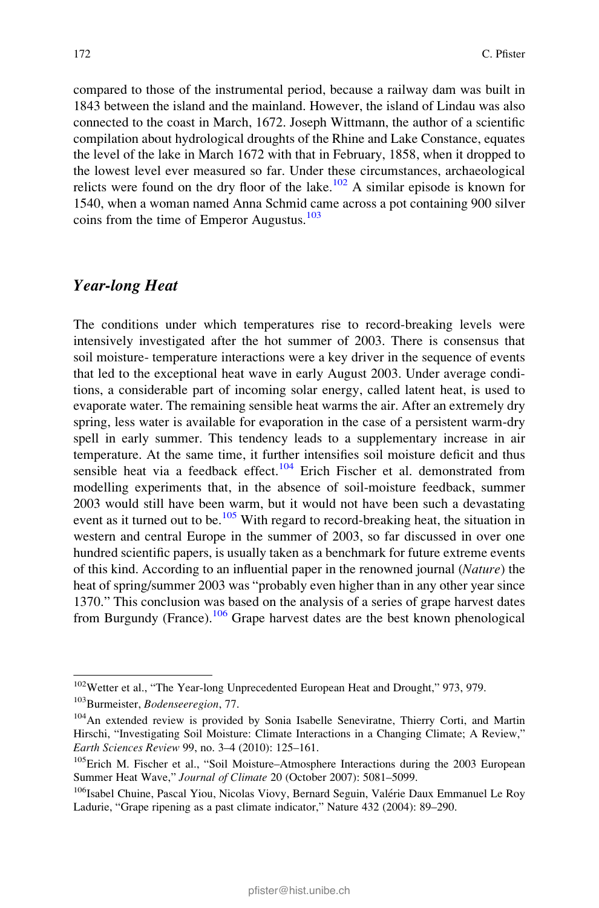compared to those of the instrumental period, because a railway dam was built in 1843 between the island and the mainland. However, the island of Lindau was also connected to the coast in March, 1672. Joseph Wittmann, the author of a scientific compilation about hydrological droughts of the Rhine and Lake Constance, equates the level of the lake in March 1672 with that in February, 1858, when it dropped to the lowest level ever measured so far. Under these circumstances, archaeological relicts were found on the dry floor of the lake.[102] A similar episode is known for 1540, when a woman named Anna Schmid came across a pot containing 900 silver coins from the time of Emperor Augustus.[103]

## *Year-long Heat*

The conditions under which temperatures rise to record-breaking levels were intensively investigated after the hot summer of 2003. There is consensus that soil moisture- temperature interactions were a key driver in the sequence of events that led to the exceptional heat wave in early August 2003. Under average conditions, a considerable part of incoming solar energy, called latent heat, is used to evaporate water. The remaining sensible heat warms the air. After an extremely dry spring, less water is available for evaporation in the case of a persistent warm-dry spell in early summer. This tendency leads to a supplementary increase in air temperature. At the same time, it further intensifies soil moisture deficit and thus sensible heat via a feedback effect.[104] Erich Fischer et al. demonstrated from modelling experiments that, in the absence of soil-moisture feedback, summer 2003 would still have been warm, but it would not have been such a devastating event as it turned out to be.[105] With regard to record-breaking heat, the situation in western and central Europe in the summer of 2003, so far discussed in over one hundred scientific papers, is usually taken as a benchmark for future extreme events of this kind. According to an influential paper in the renowned journal (*Nature*) the heat of spring/summer 2003 was "probably even higher than in any other year since 1370." This conclusion was based on the analysis of a series of grape harvest dates from Burgundy (France).[106] Grape harvest dates are the best known phenological

---

[102] Wetter et al., "The Year-long Unprecedented European Heat and Drought," 973, 979.

[103] Burmeister, *Bodenseeregion*, 77.

[104] An extended review is provided by Sonia Isabelle Seneviratne, Thierry Corti, and Martin Hirschi, "Investigating Soil Moisture: Climate Interactions in a Changing Climate; A Review," *Earth Sciences Review* 99, no. 3–4 (2010): 125–161.

[105] Erich M. Fischer et al., "Soil Moisture–Atmosphere Interactions during the 2003 European Summer Heat Wave," *Journal of Climate* 20 (October 2007): 5081–5099.

[106] Isabel Chuine, Pascal Yiou, Nicolas Viovy, Bernard Seguin, Valérie Daux Emmanuel Le Roy Ladurie, "Grape ripening as a past climate indicator," Nature 432 (2004): 89–290.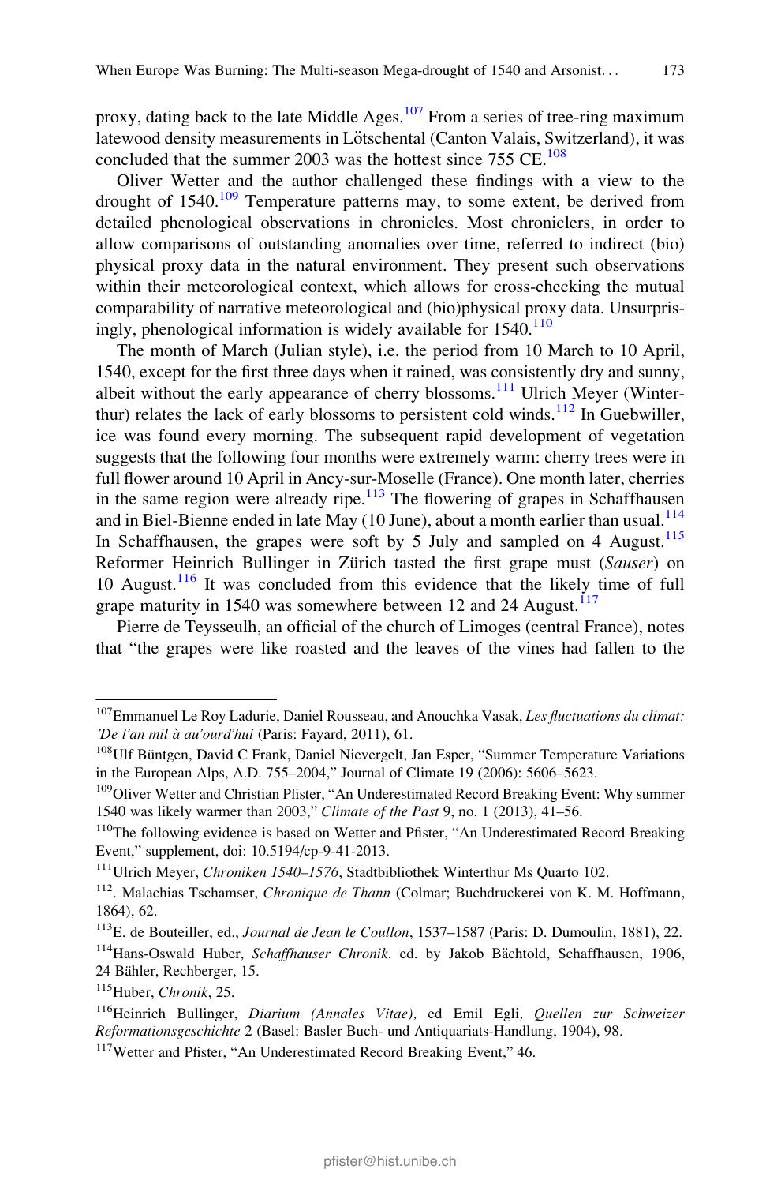proxy, dating back to the late Middle Ages.[107] From a series of tree-ring maximum latewood density measurements in Lötschental (Canton Valais, Switzerland), it was concluded that the summer 2003 was the hottest since 755 CE.[108]

Oliver Wetter and the author challenged these findings with a view to the drought of 1540.[109] Temperature patterns may, to some extent, be derived from detailed phenological observations in chronicles. Most chroniclers, in order to allow comparisons of outstanding anomalies over time, referred to indirect (bio) physical proxy data in the natural environment. They present such observations within their meteorological context, which allows for cross-checking the mutual comparability of narrative meteorological and (bio)physical proxy data. Unsurprisingly, phenological information is widely available for 1540.[110]

The month of March (Julian style), i.e. the period from 10 March to 10 April, 1540, except for the first three days when it rained, was consistently dry and sunny, albeit without the early appearance of cherry blossoms.[111] Ulrich Meyer (Winterthur) relates the lack of early blossoms to persistent cold winds.[112] In Guebwiller, ice was found every morning. The subsequent rapid development of vegetation suggests that the following four months were extremely warm: cherry trees were in full flower around 10 April in Ancy-sur-Moselle (France). One month later, cherries in the same region were already ripe.[113] The flowering of grapes in Schaffhausen and in Biel-Bienne ended in late May (10 June), about a month earlier than usual.[114] In Schaffhausen, the grapes were soft by 5 July and sampled on 4 August.[115] Reformer Heinrich Bullinger in Zürich tasted the first grape must (*Sauser*) on 10 August.[116] It was concluded from this evidence that the likely time of full grape maturity in 1540 was somewhere between 12 and 24 August.[117]

Pierre de Teysseulh, an official of the church of Limoges (central France), notes that "the grapes were like roasted and the leaves of the vines had fallen to the

---

[107] Emmanuel Le Roy Ladurie, Daniel Rousseau, and Anouchka Vasak, *Les fluctuations du climat: 'De l'an mil à au'ourd'hui* (Paris: Fayard, 2011), 61.

[108] Ulf Büntgen, David C Frank, Daniel Nievergelt, Jan Esper, "Summer Temperature Variations in the European Alps, A.D. 755–2004," Journal of Climate 19 (2006): 5606–5623.

[109] Oliver Wetter and Christian Pfister, "An Underestimated Record Breaking Event: Why summer 1540 was likely warmer than 2003," *Climate of the Past* 9, no. 1 (2013), 41–56.

[110] The following evidence is based on Wetter and Pfister, "An Underestimated Record Breaking Event," supplement, doi: 10.5194/cp-9-41-2013.

[111] Ulrich Meyer, *Chroniken 1540–1576*, Stadtbibliothek Winterthur Ms Quarto 102.

[112]. Malachias Tschamser, *Chronique de Thann* (Colmar; Buchdruckerei von K. M. Hoffmann, 1864), 62.

[113] E. de Bouteiller, ed., *Journal de Jean le Coullon*, 1537–1587 (Paris: D. Dumoulin, 1881), 22.

[114] Hans-Oswald Huber, *Schaffhauser Chronik*. ed. by Jakob Bächtold, Schaffhausen, 1906, 24 Bähler, Rechberger, 15.

[115] Huber, *Chronik*, 25.

[116] Heinrich Bullinger, *Diarium (Annales Vitae)*, ed Emil Egli, *Quellen zur Schweizer Reformationsgeschichte* 2 (Basel: Basler Buch- und Antiquariats-Handlung, 1904), 98.

[117] Wetter and Pfister, "An Underestimated Record Breaking Event," 46.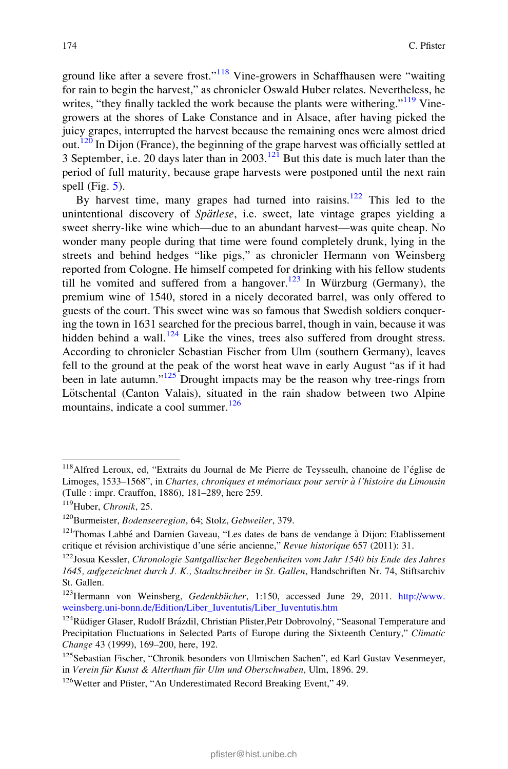ground like after a severe frost."[118] Vine-growers in Schaffhausen were "waiting for rain to begin the harvest," as chronicler Oswald Huber relates. Nevertheless, he writes, "they finally tackled the work because the plants were withering."[119] Vine-growers at the shores of Lake Constance and in Alsace, after having picked the juicy grapes, interrupted the harvest because the remaining ones were almost dried out.[120] In Dijon (France), the beginning of the grape harvest was officially settled at 3 September, i.e. 20 days later than in 2003.[121] But this date is much later than the period of full maturity, because grape harvests were postponed until the next rain spell (Fig. 5).

By harvest time, many grapes had turned into raisins.[122] This led to the unintentional discovery of *Spätlese*, i.e. sweet, late vintage grapes yielding a sweet sherry-like wine which—due to an abundant harvest—was quite cheap. No wonder many people during that time were found completely drunk, lying in the streets and behind hedges "like pigs," as chronicler Hermann von Weinsberg reported from Cologne. He himself competed for drinking with his fellow students till he vomited and suffered from a hangover.[123] In Würzburg (Germany), the premium wine of 1540, stored in a nicely decorated barrel, was only offered to guests of the court. This sweet wine was so famous that Swedish soldiers conquering the town in 1631 searched for the precious barrel, though in vain, because it was hidden behind a wall.[124] Like the vines, trees also suffered from drought stress. According to chronicler Sebastian Fischer from Ulm (southern Germany), leaves fell to the ground at the peak of the worst heat wave in early August "as if it had been in late autumn."[125] Drought impacts may be the reason why tree-rings from Lötschental (Canton Valais), situated in the rain shadow between two Alpine mountains, indicate a cool summer.[126]

---

[118] Alfred Leroux, ed, "Extraits du Journal de Me Pierre de Teysseulh, chanoine de l'église de Limoges, 1533–1568", in *Chartes, chroniques et mémoriaux pour servir à l'histoire du Limousin* (Tulle : impr. Crauffon, 1886), 181–289, here 259.

[119] Huber, *Chronik*, 25.

[120] Burmeister, *Bodenseeregion*, 64; Stolz, *Gebweiler*, 379.

[121] Thomas Labbé and Damien Gaveau, "Les dates de bans de vendange à Dijon: Etablissement critique et révision archivistique d'une série ancienne," *Revue historique* 657 (2011): 31.

[122] Josua Kessler, *Chronologie Santgallischer Begebenheiten vom Jahr 1540 bis Ende des Jahres 1645, aufgezeichnet durch J. K., Stadtschreiber in St. Gallen*, Handschriften Nr. 74, Stiftsarchiv St. Gallen.

[123] Hermann von Weinsberg, *Gedenkbücher*, 1:150, accessed June 29, 2011. http://www.weinsberg.uni-bonn.de/Edition/Liber_Iuventutis/Liber_Iuventutis.htm

[124] Rüdiger Glaser, Rudolf Brázdil, Christian Pfister,Petr Dobrovolný, "Seasonal Temperature and Precipitation Fluctuations in Selected Parts of Europe during the Sixteenth Century," *Climatic Change* 43 (1999), 169–200, here, 192.

[125] Sebastian Fischer, "Chronik besonders von Ulmischen Sachen", ed Karl Gustav Vesenmeyer, in *Verein für Kunst & Alterthum für Ulm und Oberschwaben*, Ulm, 1896. 29.

[126] Wetter and Pfister, "An Underestimated Record Breaking Event," 49.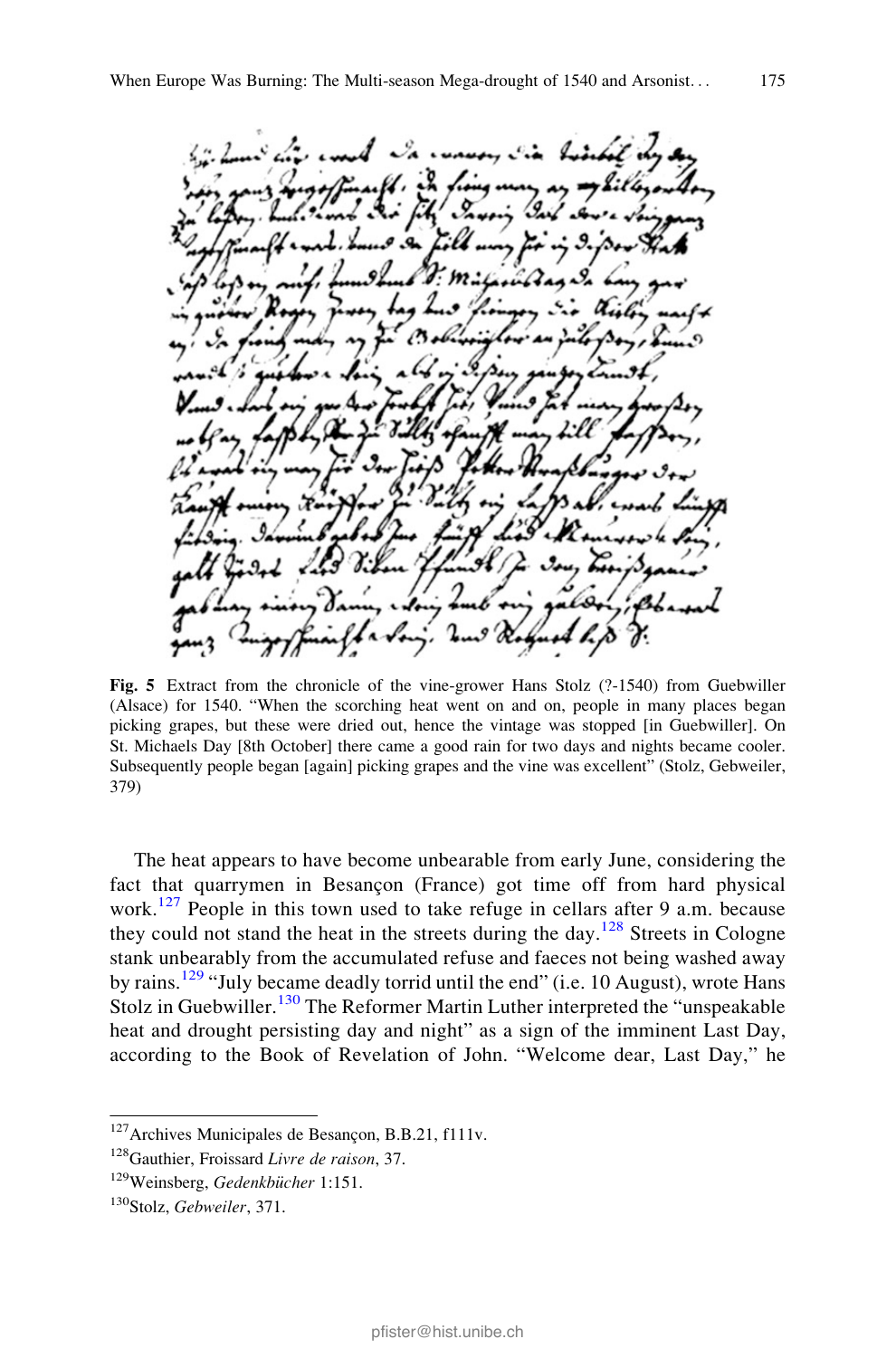Fig. 5 Extract from the chronicle of the vine-grower Hans Stolz (?-1540) from Guebwiller (Alsace) for 1540. "When the scorching heat went on and on, people in many places began picking grapes, but these were dried out, hence the vintage was stopped [in Guebwiller]. On St. Michaels Day [8th October] there came a good rain for two days and nights became cooler. Subsequently people began [again] picking grapes and the vine was excellent" (Stolz, Gebweiler, 379)

The heat appears to have become unbearable from early June, considering the fact that quarrymen in Besançon (France) got time off from hard physical work.[127] People in this town used to take refuge in cellars after 9 a.m. because they could not stand the heat in the streets during the day.[128] Streets in Cologne stank unbearably from the accumulated refuse and faeces not being washed away by rains.[129] "July became deadly torrid until the end" (i.e. 10 August), wrote Hans Stolz in Guebwiller.[130] The Reformer Martin Luther interpreted the "unspeakable heat and drought persisting day and night" as a sign of the imminent Last Day, according to the Book of Revelation of John. "Welcome dear, Last Day," he

[127] Archives Municipales de Besançon, B.B.21, f111v.

[128] Gauthier, Froissard *Livre de raison*, 37.

[129] Weinsberg, *Gedenkbücher* 1:151.

[130] Stolz, *Gebweiler*, 371.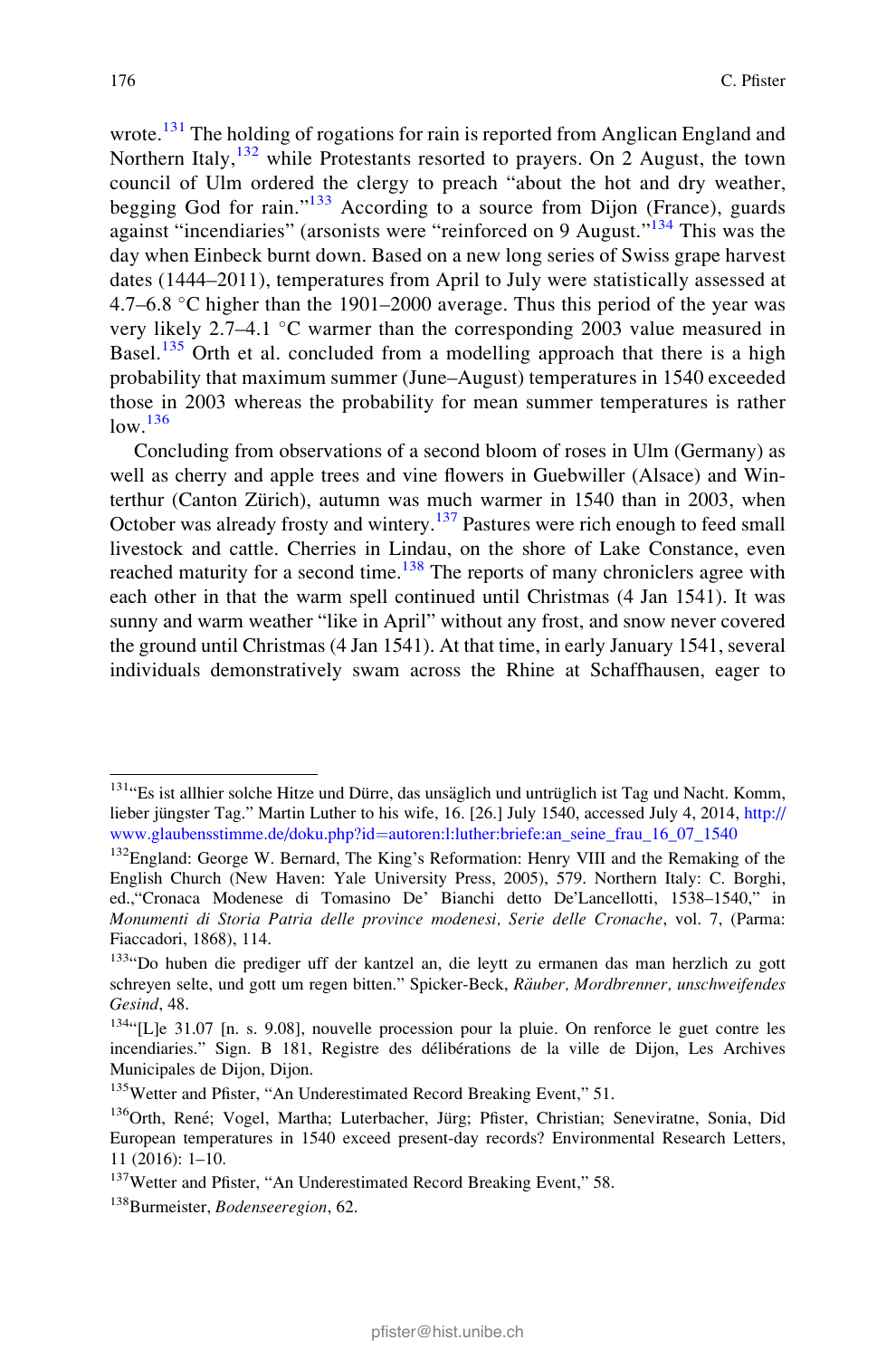wrote.[131] The holding of rogations for rain is reported from Anglican England and Northern Italy,[132] while Protestants resorted to prayers. On 2 August, the town council of Ulm ordered the clergy to preach "about the hot and dry weather, begging God for rain."[133] According to a source from Dijon (France), guards against "incendiaries" (arsonists were "reinforced on 9 August."[134] This was the day when Einbeck burnt down. Based on a new long series of Swiss grape harvest dates (1444–2011), temperatures from April to July were statistically assessed at 4.7–6.8 °C higher than the 1901–2000 average. Thus this period of the year was very likely 2.7–4.1 °C warmer than the corresponding 2003 value measured in Basel.[135] Orth et al. concluded from a modelling approach that there is a high probability that maximum summer (June–August) temperatures in 1540 exceeded those in 2003 whereas the probability for mean summer temperatures is rather low.[136]

Concluding from observations of a second bloom of roses in Ulm (Germany) as well as cherry and apple trees and vine flowers in Guebwiller (Alsace) and Winterthur (Canton Zürich), autumn was much warmer in 1540 than in 2003, when October was already frosty and wintery.[137] Pastures were rich enough to feed small livestock and cattle. Cherries in Lindau, on the shore of Lake Constance, even reached maturity for a second time.[138] The reports of many chroniclers agree with each other in that the warm spell continued until Christmas (4 Jan 1541). It was sunny and warm weather "like in April" without any frost, and snow never covered the ground until Christmas (4 Jan 1541). At that time, in early January 1541, several individuals demonstratively swam across the Rhine at Schaffhausen, eager to

---

[131] "Es ist allhier solche Hitze und Dürre, das unsäglich und unträglich ist Tag und Nacht. Komm, lieber jüngster Tag." Martin Luther to his wife, 16. [26.] July 1540, accessed July 4, 2014, http://www.glaubensstimme.de/doku.php?id=autoren:l:luther:briefe:an_seine_frau_16_07_1540

[132] England: George W. Bernard, The King's Reformation: Henry VIII and the Remaking of the English Church (New Haven: Yale University Press, 2005), 579. Northern Italy: C. Borghi, ed.,"Cronaca Modenese di Tomasino De' Bianchi detto De'Lancellotti, 1538–1540," in *Monumenti di Storia Patria delle province modenesi, Serie delle Cronache*, vol. 7, (Parma: Fiaccadori, 1868), 114.

[133] "Do huben die prediger uff der kantzel an, die leytt zu ermanen das man herzlich zu gott schreyen selte, und gott um regen bitten." Spicker-Beck, *Räuber, Mordbrenner, unschweifendes Gesind*, 48.

[134] "[L]e 31.07 [n. s. 9.08], nouvelle procession pour la pluie. On renforce le guet contre les incendiaries." Sign. B 181, Registre des délibérations de la ville de Dijon, Les Archives Municipales de Dijon, Dijon.

[135] Wetter and Pfister, "An Underestimated Record Breaking Event," 51.

[136] Orth, René; Vogel, Martha; Luterbacher, Jürg; Pfister, Christian; Seneviratne, Sonia, Did European temperatures in 1540 exceed present-day records? Environmental Research Letters, 11 (2016): 1–10.

[137] Wetter and Pfister, "An Underestimated Record Breaking Event," 58.

[138] Burmeister, *Bodenseeregion*, 62.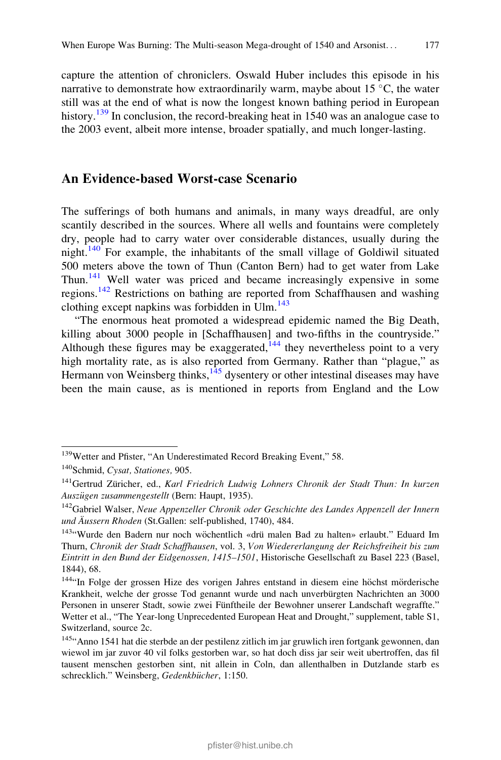capture the attention of chroniclers. Oswald Huber includes this episode in his narrative to demonstrate how extraordinarily warm, maybe about 15 °C, the water still was at the end of what is now the longest known bathing period in European history.[139] In conclusion, the record-breaking heat in 1540 was an analogue case to the 2003 event, albeit more intense, broader spatially, and much longer-lasting.

## An Evidence-based Worst-case Scenario

The sufferings of both humans and animals, in many ways dreadful, are only scantily described in the sources. Where all wells and fountains were completely dry, people had to carry water over considerable distances, usually during the night.[140] For example, the inhabitants of the small village of Goldiwil situated 500 meters above the town of Thun (Canton Bern) had to get water from Lake Thun.[141] Well water was priced and became increasingly expensive in some regions.[142] Restrictions on bathing are reported from Schaffhausen and washing clothing except napkins was forbidden in Ulm.[143]

"The enormous heat promoted a widespread epidemic named the Big Death, killing about 3000 people in [Schaffhausen] and two-fifths in the countryside." Although these figures may be exaggerated,[144] they nevertheless point to a very high mortality rate, as is also reported from Germany. Rather than "plague," as Hermann von Weinsberg thinks,[145] dysentery or other intestinal diseases may have been the main cause, as is mentioned in reports from England and the Low

---

[139] Wetter and Pfister, "An Underestimated Record Breaking Event," 58.

[140] Schmid, *Cysat, Stationes,* 905.

[141] Gertrud Züricher, ed., *Karl Friedrich Ludwig Lohners Chronik der Stadt Thun: In kurzen Auszügen zusammengestellt* (Bern: Haupt, 1935).

[142] Gabriel Walser, *Neue Appenzeller Chronik oder Geschichte des Landes Appenzell der Innern und Äussern Rhoden* (St.Gallen: self-published, 1740), 484.

[143] "Wurde den Badern nur noch wöchentlich «drü malen Bad zu halten» erlaubt." Eduard Im Thurn, *Chronik der Stadt Schaffhausen*, vol. 3, *Von Wiedererlangung der Reichsfreiheit bis zum Eintritt in den Bund der Eidgenossen, 1415–1501*, Historische Gesellschaft zu Basel 223 (Basel, 1844), 68.

[144] "In Folge der grossen Hize des vorigen Jahres entstand in diesem eine höchst mörderische Krankheit, welche der grosse Tod genannt wurde und nach unverbürgten Nachrichten an 3000 Personen in unserer Stadt, sowie zwei Fünftheile der Bewohner unserer Landschaft wegraffte." Wetter et al., "The Year-long Unprecedented European Heat and Drought," supplement, table S1, Switzerland, source 2c.

[145] "Anno 1541 hat die sterbde an der pestilenz zitlich im jar gruwlich iren fortgank gewonnen, dan wiewol im jar zuvor 40 vil folks gestorben war, so hat doch diss jar seir weit ubertroffen, das fil tausent menschen gestorben sint, nit allein in Coln, dan allenthalben in Dutzlande starb es schrecklich." Weinsberg, *Gedenkbücher*, 1:150.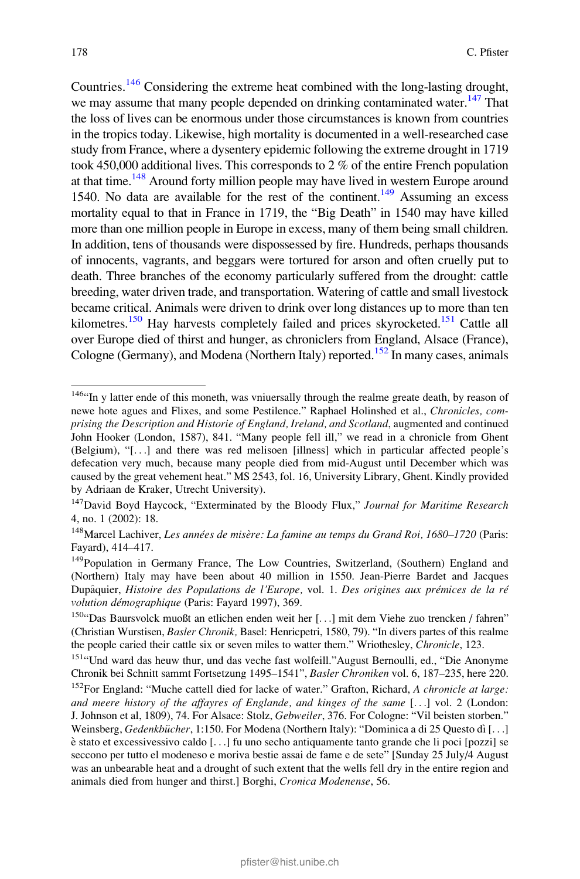Countries.[146] Considering the extreme heat combined with the long-lasting drought, we may assume that many people depended on drinking contaminated water.[147] That the loss of lives can be enormous under those circumstances is known from countries in the tropics today. Likewise, high mortality is documented in a well-researched case study from France, where a dysentery epidemic following the extreme drought in 1719 took 450,000 additional lives. This corresponds to 2 % of the entire French population at that time.[148] Around forty million people may have lived in western Europe around 1540. No data are available for the rest of the continent.[149] Assuming an excess mortality equal to that in France in 1719, the "Big Death" in 1540 may have killed more than one million people in Europe in excess, many of them being small children. In addition, tens of thousands were dispossessed by fire. Hundreds, perhaps thousands of innocents, vagrants, and beggars were tortured for arson and often cruelly put to death. Three branches of the economy particularly suffered from the drought: cattle breeding, water driven trade, and transportation. Watering of cattle and small livestock became critical. Animals were driven to drink over long distances up to more than ten kilometres.[150] Hay harvests completely failed and prices skyrocketed.[151] Cattle all over Europe died of thirst and hunger, as chroniclers from England, Alsace (France), Cologne (Germany), and Modena (Northern Italy) reported.[152] In many cases, animals

---

[146] "In y latter ende of this moneth, was vniuersally through the realme greate death, by reason of newe hote agues and Flixes, and some Pestilence." Raphael Holinshed et al., *Chronicles, comprising the Description and Historie of England, Ireland, and Scotland*, augmented and continued John Hooker (London, 1587), 841. "Many people fell ill," we read in a chronicle from Ghent (Belgium), "[...] and there was red melisoen [illness] which in particular affected people's defecation very much, because many people died from mid-August until December which was caused by the great vehement heat." MS 2543, fol. 16, University Library, Ghent. Kindly provided by Adriaan de Kraker, Utrecht University).

[147] David Boyd Haycock, "Exterminated by the Bloody Flux," *Journal for Maritime Research* 4, no. 1 (2002): 18.

[148] Marcel Lachiver, *Les années de misère: La famine au temps du Grand Roi, 1680–1720* (Paris: Fayard), 414–417.

[149] Population in Germany France, The Low Countries, Switzerland, (Southern) England and (Northern) Italy may have been about 40 million in 1550. Jean-Pierre Bardet and Jacques Dupâquier, *Histoire des Populations de l'Europe*, vol. 1. *Des origines aux prémices de la révolution démographique* (Paris: Fayard 1997), 369.

[150] "Das Baursvolck muoßt an etlichen enden weit her [...] mit dem Viehe zuo trencken / fahren" (Christian Wurstisen, *Basler Chronik*, Basel: Henricpetri, 1580, 79). "In divers partes of this realme the people caried their cattle six or seven miles to watter them." Wriothesley, *Chronicle*, 123.

[151] "Und ward das heuw thur, und das veche fast wolfeill." August Bernoulli, ed., "Die Anonyme Chronik bei Schnitt sammt Fortsetzung 1495–1541", *Basler Chroniken* vol. 6, 187–235, here 220.

[152] For England: "Muche cattell died for lacke of water." Grafton, Richard, *A chronicle at large: and meere history of the affayres of Englande, and kinges of the same* [...] vol. 2 (London: J. Johnson et al, 1809), 74. For Alsace: Stolz, *Gebweiler*, 376. For Cologne: "Vil beisten storben." Weinsberg, *Gedenkbücher*, 1:150. For Modena (Northern Italy): "Dominica a di 25 Questo dì [...] è stato et excessivessivo caldo [...] fu uno secho antiquamente tanto grande che li poci [pozzi] se seccono per tutto el modeneso e moriva bestie assai de fame e de sete" [Sunday 25 July/4 August was an unbearable heat and a drought of such extent that the wells fell dry in the entire region and animals died from hunger and thirst.] Borghi, *Cronica Modenense*, 56.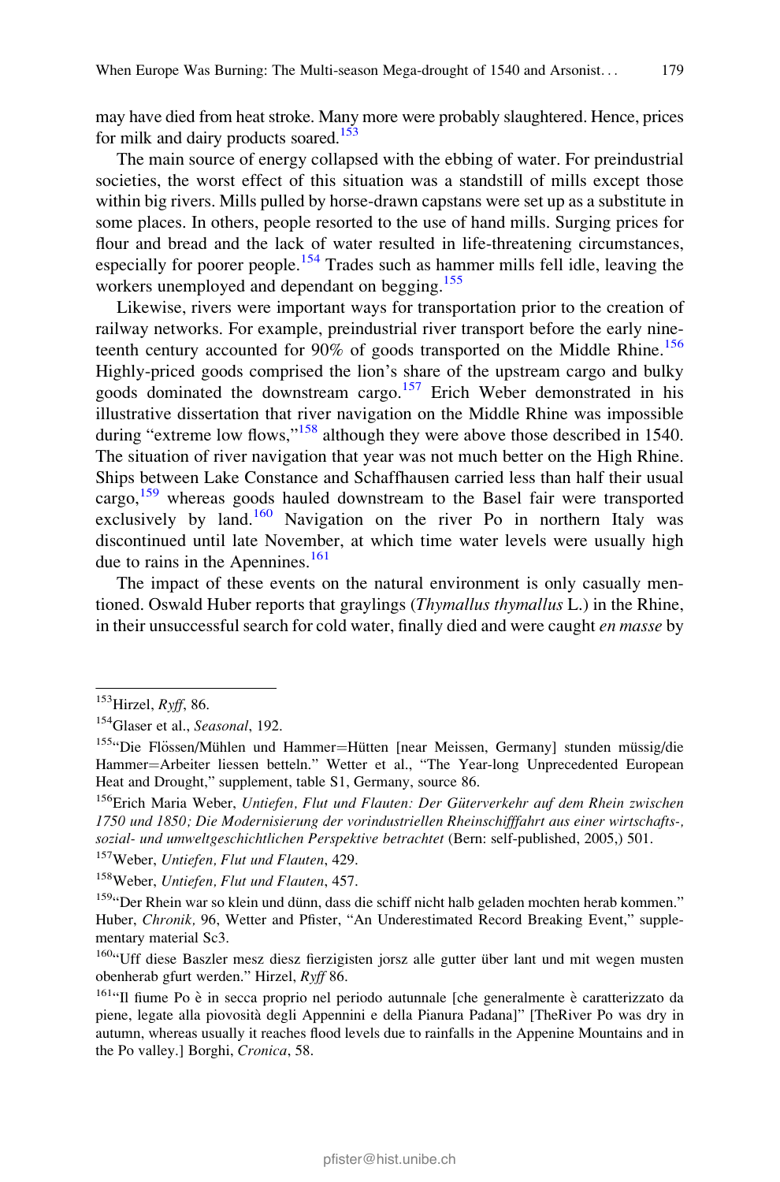may have died from heat stroke. Many more were probably slaughtered. Hence, prices for milk and dairy products soared.[153]

The main source of energy collapsed with the ebbing of water. For preindustrial societies, the worst effect of this situation was a standstill of mills except those within big rivers. Mills pulled by horse-drawn capstans were set up as a substitute in some places. In others, people resorted to the use of hand mills. Surging prices for flour and bread and the lack of water resulted in life-threatening circumstances, especially for poorer people.[154] Trades such as hammer mills fell idle, leaving the workers unemployed and dependant on begging.[155]

Likewise, rivers were important ways for transportation prior to the creation of railway networks. For example, preindustrial river transport before the early nineteenth century accounted for 90% of goods transported on the Middle Rhine.[156] Highly-priced goods comprised the lion's share of the upstream cargo and bulky goods dominated the downstream cargo.[157] Erich Weber demonstrated in his illustrative dissertation that river navigation on the Middle Rhine was impossible during "extreme low flows,"[158] although they were above those described in 1540. The situation of river navigation that year was not much better on the High Rhine. Ships between Lake Constance and Schaffhausen carried less than half their usual cargo,[159] whereas goods hauled downstream to the Basel fair were transported exclusively by land.[160] Navigation on the river Po in northern Italy was discontinued until late November, at which time water levels were usually high due to rains in the Apennines.[161]

The impact of these events on the natural environment is only casually mentioned. Oswald Huber reports that graylings (*Thymallus thymallus* L.) in the Rhine, in their unsuccessful search for cold water, finally died and were caught *en masse* by

---

[153] Hirzel, *Ryff*, 86.

[154] Glaser et al., *Seasonal*, 192.

[155] "Die Flössen/Mühlen und Hammer=Hütten [near Meissen, Germany] stunden müssig/die Hammer=Arbeiter liessen betteln." Wetter et al., "The Year-long Unprecedented European Heat and Drought," supplement, table S1, Germany, source 86.

[156] Erich Maria Weber, *Untiefen, Flut und Flauten: Der Güterverkehr auf dem Rhein zwischen 1750 und 1850; Die Modernisierung der vorindustriellen Rheinschifffahrt aus einer wirtschafts-, sozial- und umweltgeschichtlichen Perspektive betrachtet* (Bern: self-published, 2005,) 501.

[157] Weber, *Untiefen, Flut und Flauten*, 429.

[158] Weber, *Untiefen, Flut und Flauten*, 457.

[159] "Der Rhein war so klein und dünn, dass die schiff nicht halb geladen mochten herab kommen." Huber, *Chronik,* 96, Wetter and Pfister, "An Underestimated Record Breaking Event," supplementary material Sc3.

[160] "Uff diese Baszler mesz diesz fierzigisten jorsz alle gutter über lant und mit wegen musten obenherab gfurt werden." Hirzel, *Ryff* 86.

[161] "Il fiume Po è in secca proprio nel periodo autunnale [che generalmente è caratterizzato da piene, legate alla piovosità degli Appennini e della Pianura Padana]" [TheRiver Po was dry in autumn, whereas usually it reaches flood levels due to rainfalls in the Appenine Mountains and in the Po valley.] Borghi, *Cronica*, 58.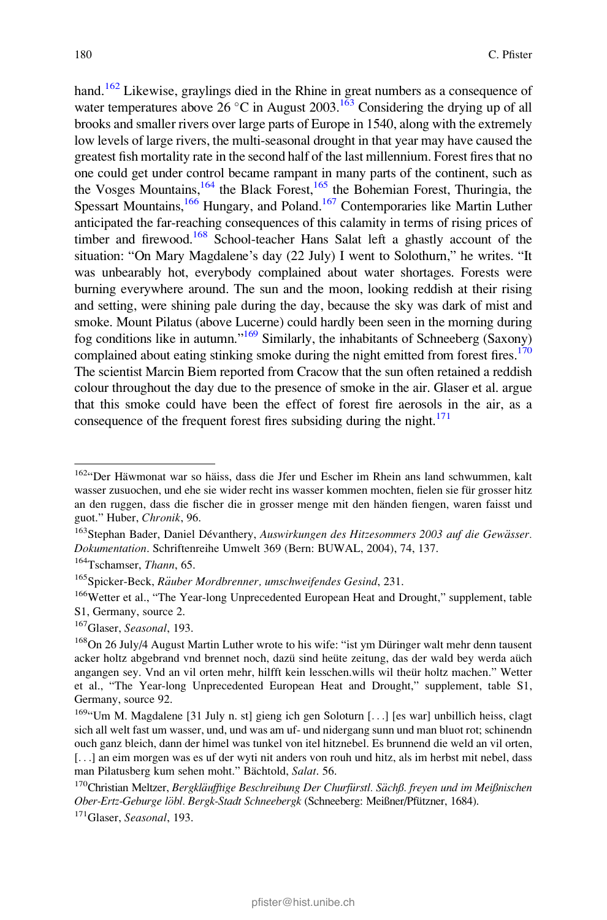hand.[162] Likewise, graylings died in the Rhine in great numbers as a consequence of water temperatures above 26 °C in August 2003.[163] Considering the drying up of all brooks and smaller rivers over large parts of Europe in 1540, along with the extremely low levels of large rivers, the multi-seasonal drought in that year may have caused the greatest fish mortality rate in the second half of the last millennium. Forest fires that no one could get under control became rampant in many parts of the continent, such as the Vosges Mountains,[164] the Black Forest,[165] the Bohemian Forest, Thuringia, the Spessart Mountains,[166] Hungary, and Poland.[167] Contemporaries like Martin Luther anticipated the far-reaching consequences of this calamity in terms of rising prices of timber and firewood.[168] School-teacher Hans Salat left a ghastly account of the situation: "On Mary Magdalene's day (22 July) I went to Solothurn," he writes. "It was unbearably hot, everybody complained about water shortages. Forests were burning everywhere around. The sun and the moon, looking reddish at their rising and setting, were shining pale during the day, because the sky was dark of mist and smoke. Mount Pilatus (above Lucerne) could hardly been seen in the morning during fog conditions like in autumn."[169] Similarly, the inhabitants of Schneeberg (Saxony) complained about eating stinking smoke during the night emitted from forest fires.[170] The scientist Marcin Biem reported from Cracow that the sun often retained a reddish colour throughout the day due to the presence of smoke in the air. Glaser et al. argue that this smoke could have been the effect of forest fire aerosols in the air, as a consequence of the frequent forest fires subsiding during the night.[171]

---

[162] "Der Häwmonat war so häiss, dass die Jfer und Escher im Rhein ans land schwummen, kalt wasser zusuochen, und ehe sie wider recht ins wasser kommen mochten, fielen sie für grosser hitz an den ruggen, dass die fischer die in grosser menge mit den händen fiengen, waren faisst und guot." Huber, *Chronik*, 96.

[163] Stephan Bader, Daniel Dévanthery, *Auswirkungen des Hitzesommers 2003 auf die Gewässer. Dokumentation*. Schriftenreihe Umwelt 369 (Bern: BUWAL, 2004), 74, 137.

[164] Tschamser, *Thann*, 65.

[165] Spicker-Beck, *Räuber Mordbrenner, umschweifendes Gesind*, 231.

[166] Wetter et al., "The Year-long Unprecedented European Heat and Drought," supplement, table S1, Germany, source 2.

[167] Glaser, *Seasonal*, 193.

[168] On 26 July/4 August Martin Luther wrote to his wife: "ist ym Düringer walt mehr denn tausent acker holtz abgebrand vnd brennet noch, dazü sind heüte zeitung, das der wald bey werda aüch angangen sey. Vnd an vil orten mehr, hilfft kein lesschen.wills wil theür holtz machen." Wetter et al., "The Year-long Unprecedented European Heat and Drought," supplement, table S1, Germany, source 92.

[169] "Um M. Magdalene [31 July n. st] gieng ich gen Soloturn [. . .] [es war] unbillich heiss, clagt sich all welt fast um wasser, und, und was am uf- und nidergang sunn und man bluot rot; schinendn ouch ganz bleich, dann der himel was tunkel von itel hitznebel. Es brunnend die weld an vil orten, [. . .] an eim morgen was es uf der wyti nit anders von rouh und hitz, als im herbst mit nebel, dass man Pilatusberg kum sehen moht." Bächtold, *Salat*. 56.

[170] Christian Meltzer, *Bergkläufftige Beschreibung Der Churfürstl. Sächß. freyen und im Meißnischen Ober-Ertz-Geburge löbl. Bergk-Stadt Schneebergk* (Schneeberg: Meißner/Pfützner, 1684).

[171] Glaser, *Seasonal*, 193.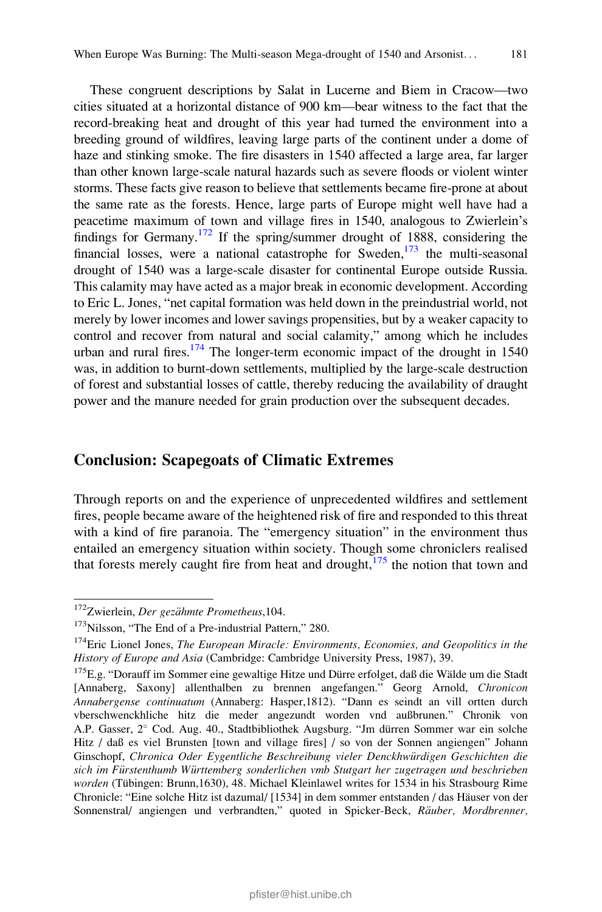These congruent descriptions by Salat in Lucerne and Biem in Cracow—two cities situated at a horizontal distance of 900 km—bear witness to the fact that the record-breaking heat and drought of this year had turned the environment into a breeding ground of wildfires, leaving large parts of the continent under a dome of haze and stinking smoke. The fire disasters in 1540 affected a large area, far larger than other known large-scale natural hazards such as severe floods or violent winter storms. These facts give reason to believe that settlements became fire-prone at about the same rate as the forests. Hence, large parts of Europe might well have had a peacetime maximum of town and village fires in 1540, analogous to Zwierlein's findings for Germany.[172] If the spring/summer drought of 1888, considering the financial losses, were a national catastrophe for Sweden,[173] the multi-seasonal drought of 1540 was a large-scale disaster for continental Europe outside Russia. This calamity may have acted as a major break in economic development. According to Eric L. Jones, "net capital formation was held down in the preindustrial world, not merely by lower incomes and lower savings propensities, but by a weaker capacity to control and recover from natural and social calamity," among which he includes urban and rural fires.[174] The longer-term economic impact of the drought in 1540 was, in addition to burnt-down settlements, multiplied by the large-scale destruction of forest and substantial losses of cattle, thereby reducing the availability of draught power and the manure needed for grain production over the subsequent decades.

## Conclusion: Scapegoats of Climatic Extremes

Through reports on and the experience of unprecedented wildfires and settlement fires, people became aware of the heightened risk of fire and responded to this threat with a kind of fire paranoia. The "emergency situation" in the environment thus entailed an emergency situation within society. Though some chroniclers realised that forests merely caught fire from heat and drought,[175] the notion that town and

---

[172] Zwierlein, *Der gezähmte Prometheus*,104.

[173] Nilsson, "The End of a Pre-industrial Pattern," 280.

[174] Eric Lionel Jones, *The European Miracle: Environments, Economies, and Geopolitics in the History of Europe and Asia* (Cambridge: Cambridge University Press, 1987), 39.

[175] E.g. "Dorauff im Sommer eine gewaltige Hitze und Dürre erfolget, daß die Wälde um die Stadt [Annaberg, Saxony] allenthalben zu brennen angefangen." Georg Arnold, *Chronicon Annabergense continuatum* (Annaberg: Hasper,1812). "Dann es seindt an vill ortten durch vberschwenckhliche hitz die meder angezundt worden vnd außbrunen." Chronik von A.P. Gasser, 2° Cod. Aug. 40., Stadtbibliothek Augsburg. "Jm dürren Sommer war ein solche Hitz / daß es viel Brunsten [town and village fires] / so von der Sonnen angiengen" Johann Ginschopf, *Chronica Oder Eygentliche Beschreibung vieler Denckhwürdigen Geschichten die sich im Fürstenthumb Württemberg sonderlichen vmb Stutgart her zugetragen und beschrieben worden* (Tübingen: Brunn,1630), 48. Michael Kleinlawel writes for 1534 in his Strasbourg Rime Chronicle: "Eine solche Hitz ist dazumal/ [1534] in dem sommer entstanden / das Häuser von der Sonnenstral/ angiengen und verbrandten," quoted in Spicker-Beck, *Räuber, Mordbrenner,*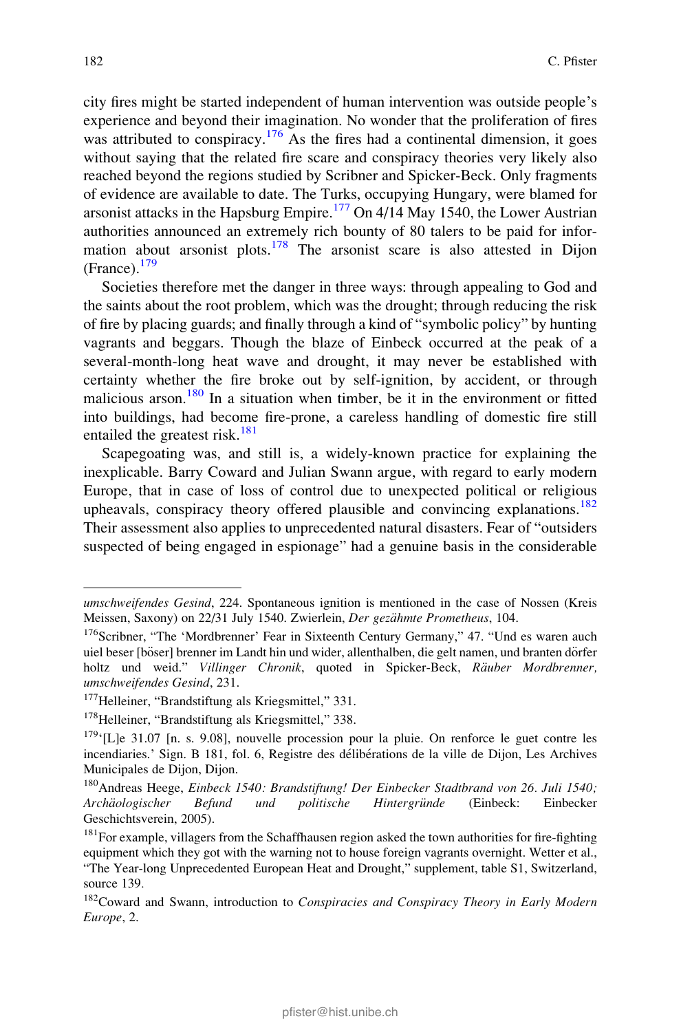city fires might be started independent of human intervention was outside people's experience and beyond their imagination. No wonder that the proliferation of fires was attributed to conspiracy.[176] As the fires had a continental dimension, it goes without saying that the related fire scare and conspiracy theories very likely also reached beyond the regions studied by Scribner and Spicker-Beck. Only fragments of evidence are available to date. The Turks, occupying Hungary, were blamed for arsonist attacks in the Hapsburg Empire.[177] On 4/14 May 1540, the Lower Austrian authorities announced an extremely rich bounty of 80 talers to be paid for information about arsonist plots.[178] The arsonist scare is also attested in Dijon (France).[179]

Societies therefore met the danger in three ways: through appealing to God and the saints about the root problem, which was the drought; through reducing the risk of fire by placing guards; and finally through a kind of "symbolic policy" by hunting vagrants and beggars. Though the blaze of Einbeck occurred at the peak of a several-month-long heat wave and drought, it may never be established with certainty whether the fire broke out by self-ignition, by accident, or through malicious arson.[180] In a situation when timber, be it in the environment or fitted into buildings, had become fire-prone, a careless handling of domestic fire still entailed the greatest risk.[181]

Scapegoating was, and still is, a widely-known practice for explaining the inexplicable. Barry Coward and Julian Swann argue, with regard to early modern Europe, that in case of loss of control due to unexpected political or religious upheavals, conspiracy theory offered plausible and convincing explanations.[182] Their assessment also applies to unprecedented natural disasters. Fear of "outsiders suspected of being engaged in espionage" had a genuine basis in the considerable

---

*umschweifendes Gesind*, 224. Spontaneous ignition is mentioned in the case of Nossen (Kreis Meissen, Saxony) on 22/31 July 1540. Zwierlein, *Der gezähmte Prometheus*, 104.

[176] Scribner, "The 'Mordbrenner' Fear in Sixteenth Century Germany," 47. "Und es waren auch uiel beser [böser] brenner im Landt hin und wider, allenthalben, die gelt namen, und branten dörfer holtz und weid." *Villinger Chronik*, quoted in Spicker-Beck, *Räuber Mordbrenner, umschweifendes Gesind*, 231.

[177] Helleiner, "Brandstiftung als Kriegsmittel," 331.

[178] Helleiner, "Brandstiftung als Kriegsmittel," 338.

[179] '[L]e 31.07 [n. s. 9.08], nouvelle procession pour la pluie. On renforce le guet contre les incendiaries.' Sign. B 181, fol. 6, Registre des délibérations de la ville de Dijon, Les Archives Municipales de Dijon, Dijon.

[180] Andreas Heege, *Einbeck 1540: Brandstiftung! Der Einbecker Stadtbrand von 26. Juli 1540; Archäologischer Befund und politische Hintergründe* (Einbeck: Einbecker Geschichtsverein, 2005).

[181] For example, villagers from the Schaffhausen region asked the town authorities for fire-fighting equipment which they got with the warning not to house foreign vagrants overnight. Wetter et al., "The Year-long Unprecedented European Heat and Drought," supplement, table S1, Switzerland, source 139.

[182] Coward and Swann, introduction to *Conspiracies and Conspiracy Theory in Early Modern Europe*, 2.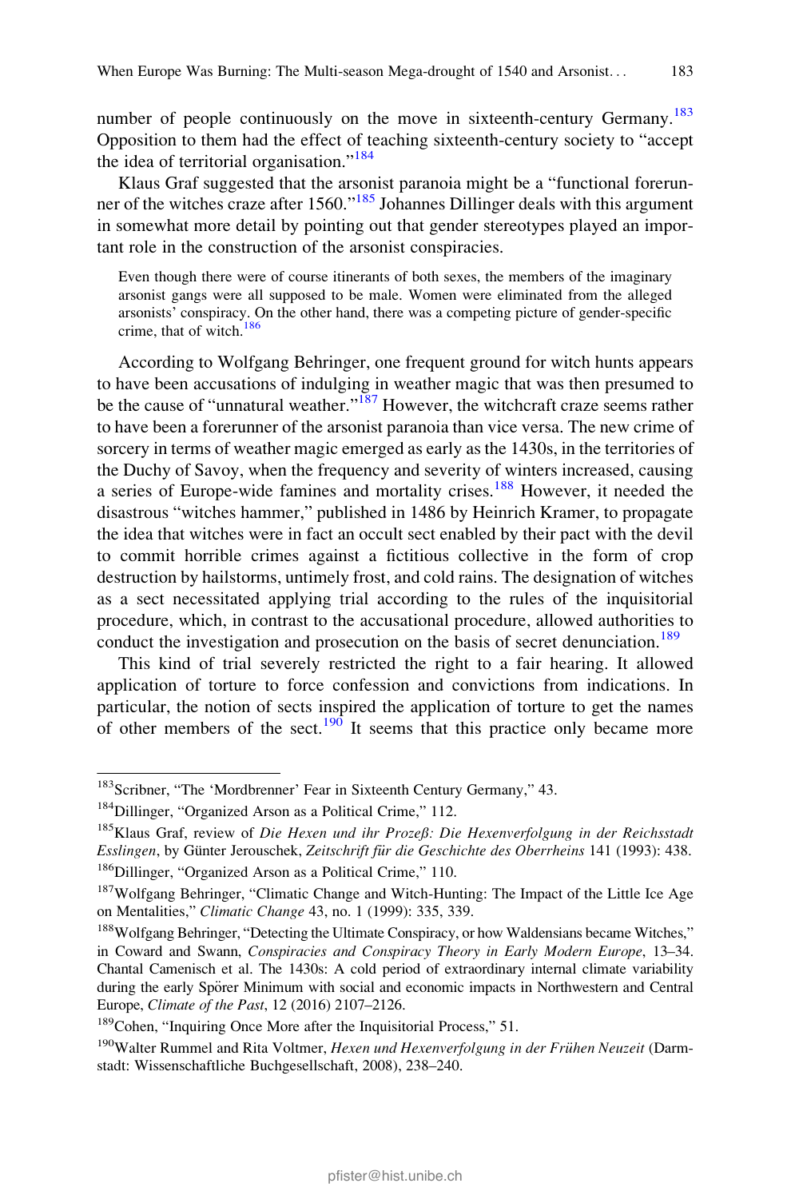number of people continuously on the move in sixteenth-century Germany.[183] Opposition to them had the effect of teaching sixteenth-century society to "accept the idea of territorial organisation."[184]

Klaus Graf suggested that the arsonist paranoia might be a "functional forerunner of the witches craze after 1560."[185] Johannes Dillinger deals with this argument in somewhat more detail by pointing out that gender stereotypes played an important role in the construction of the arsonist conspiracies.

> Even though there were of course itinerants of both sexes, the members of the imaginary arsonist gangs were all supposed to be male. Women were eliminated from the alleged arsonists' conspiracy. On the other hand, there was a competing picture of gender-specific crime, that of witch.[186]

According to Wolfgang Behringer, one frequent ground for witch hunts appears to have been accusations of indulging in weather magic that was then presumed to be the cause of "unnatural weather."[187] However, the witchcraft craze seems rather to have been a forerunner of the arsonist paranoia than vice versa. The new crime of sorcery in terms of weather magic emerged as early as the 1430s, in the territories of the Duchy of Savoy, when the frequency and severity of winters increased, causing a series of Europe-wide famines and mortality crises.[188] However, it needed the disastrous "witches hammer," published in 1486 by Heinrich Kramer, to propagate the idea that witches were in fact an occult sect enabled by their pact with the devil to commit horrible crimes against a fictitious collective in the form of crop destruction by hailstorms, untimely frost, and cold rains. The designation of witches as a sect necessitated applying trial according to the rules of the inquisitorial procedure, which, in contrast to the accusational procedure, allowed authorities to conduct the investigation and prosecution on the basis of secret denunciation.[189]

This kind of trial severely restricted the right to a fair hearing. It allowed application of torture to force confession and convictions from indications. In particular, the notion of sects inspired the application of torture to get the names of other members of the sect.[190] It seems that this practice only became more

---

[183] Scribner, "The 'Mordbrenner' Fear in Sixteenth Century Germany," 43.

[184] Dillinger, "Organized Arson as a Political Crime," 112.

[185] Klaus Graf, review of *Die Hexen und ihr Prozeß: Die Hexenverfolgung in der Reichsstadt Esslingen*, by Günter Jerouschek, *Zeitschrift für die Geschichte des Oberrheins* 141 (1993): 438.

[186] Dillinger, "Organized Arson as a Political Crime," 110.

[187] Wolfgang Behringer, "Climatic Change and Witch-Hunting: The Impact of the Little Ice Age on Mentalities," *Climatic Change* 43, no. 1 (1999): 335, 339.

[188] Wolfgang Behringer, "Detecting the Ultimate Conspiracy, or how Waldensians became Witches," in Coward and Swann, *Conspiracies and Conspiracy Theory in Early Modern Europe*, 13–34. Chantal Camenisch et al. The 1430s: A cold period of extraordinary internal climate variability during the early Spörer Minimum with social and economic impacts in Northwestern and Central Europe, *Climate of the Past*, 12 (2016) 2107–2126.

[189] Cohen, "Inquiring Once More after the Inquisitorial Process," 51.

[190] Walter Rummel and Rita Voltmer, *Hexen und Hexenverfolgung in der Frühen Neuzeit* (Darmstadt: Wissenschaftliche Buchgesellschaft, 2008), 238–240.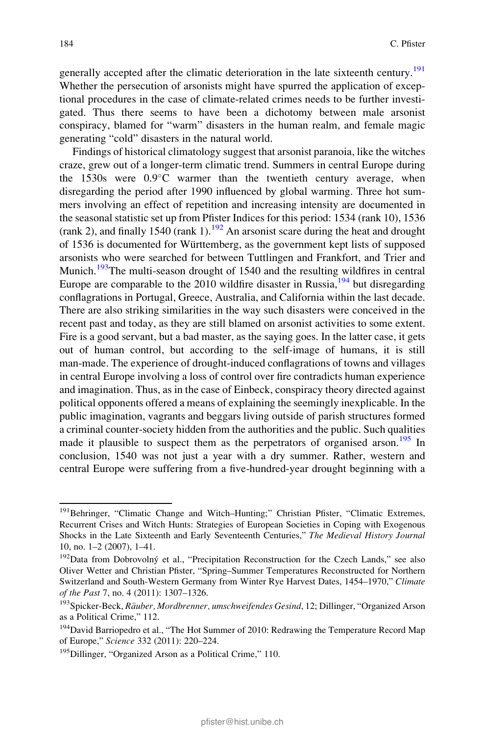generally accepted after the climatic deterioration in the late sixteenth century.[191] Whether the persecution of arsonists might have spurred the application of exceptional procedures in the case of climate-related crimes needs to be further investigated. Thus there seems to have been a dichotomy between male arsonist conspiracy, blamed for "warm" disasters in the human realm, and female magic generating "cold" disasters in the natural world.

Findings of historical climatology suggest that arsonist paranoia, like the witches craze, grew out of a longer-term climatic trend. Summers in central Europe during the 1530s were 0.9°C warmer than the twentieth century average, when disregarding the period after 1990 influenced by global warming. Three hot summers involving an effect of repetition and increasing intensity are documented in the seasonal statistic set up from Pfister Indices for this period: 1534 (rank 10), 1536 (rank 2), and finally 1540 (rank 1).[192] An arsonist scare during the heat and drought of 1536 is documented for Württemberg, as the government kept lists of supposed arsonists who were searched for between Tuttlingen and Frankfort, and Trier and Munich.[193]The multi-season drought of 1540 and the resulting wildfires in central Europe are comparable to the 2010 wildfire disaster in Russia,[194] but disregarding conflagrations in Portugal, Greece, Australia, and California within the last decade. There are also striking similarities in the way such disasters were conceived in the recent past and today, as they are still blamed on arsonist activities to some extent. Fire is a good servant, but a bad master, as the saying goes. In the latter case, it gets out of human control, but according to the self-image of humans, it is still man-made. The experience of drought-induced conflagrations of towns and villages in central Europe involving a loss of control over fire contradicts human experience and imagination. Thus, as in the case of Einbeck, conspiracy theory directed against political opponents offered a means of explaining the seemingly inexplicable. In the public imagination, vagrants and beggars living outside of parish structures formed a criminal counter-society hidden from the authorities and the public. Such qualities made it plausible to suspect them as the perpetrators of organised arson.[195] In conclusion, 1540 was not just a year with a dry summer. Rather, western and central Europe were suffering from a five-hundred-year drought beginning with a

---

[191] Behringer, "Climatic Change and Witch–Hunting;" Christian Pfister, "Climatic Extremes, Recurrent Crises and Witch Hunts: Strategies of European Societies in Coping with Exogenous Shocks in the Late Sixteenth and Early Seventeenth Centuries," *The Medieval History Journal* 10, no. 1–2 (2007), 1–41.

[192] Data from Dobrovolný et al., "Precipitation Reconstruction for the Czech Lands," see also Oliver Wetter and Christian Pfister, "Spring–Summer Temperatures Reconstructed for Northern Switzerland and South-Western Germany from Winter Rye Harvest Dates, 1454–1970," *Climate of the Past* 7, no. 4 (2011): 1307–1326.

[193] Spicker-Beck, *Räuber, Mordbrenner, umschweifendes Gesind*, 12; Dillinger, "Organized Arson as a Political Crime," 112.

[194] David Barriopedro et al., "The Hot Summer of 2010: Redrawing the Temperature Record Map of Europe," *Science* 332 (2011): 220–224.

[195] Dillinger, "Organized Arson as a Political Crime," 110.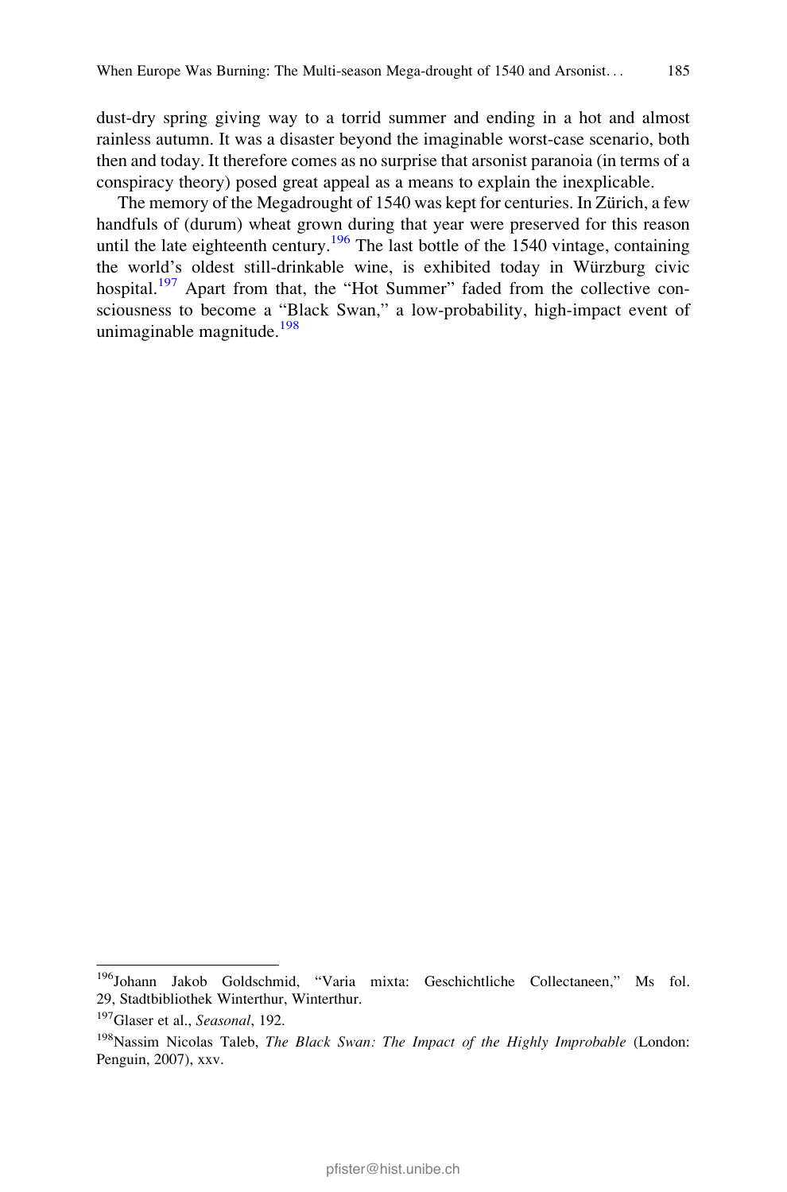dust-dry spring giving way to a torrid summer and ending in a hot and almost rainless autumn. It was a disaster beyond the imaginable worst-case scenario, both then and today. It therefore comes as no surprise that arsonist paranoia (in terms of a conspiracy theory) posed great appeal as a means to explain the inexplicable.

The memory of the Megadrought of 1540 was kept for centuries. In Zürich, a few handfuls of (durum) wheat grown during that year were preserved for this reason until the late eighteenth century.[196] The last bottle of the 1540 vintage, containing the world's oldest still-drinkable wine, is exhibited today in Würzburg civic hospital.[197] Apart from that, the "Hot Summer" faded from the collective consciousness to become a "Black Swan," a low-probability, high-impact event of unimaginable magnitude.[198]

---

[196] Johann Jakob Goldschmid, "Varia mixta: Geschichtliche Collectaneen," Ms fol. 29, Stadtbibliothek Winterthur, Winterthur.

[197] Glaser et al., *Seasonal*, 192.

[198] Nassim Nicolas Taleb, *The Black Swan: The Impact of the Highly Improbable* (London: Penguin, 2007), xxv.

pfister@hist.unibe.ch